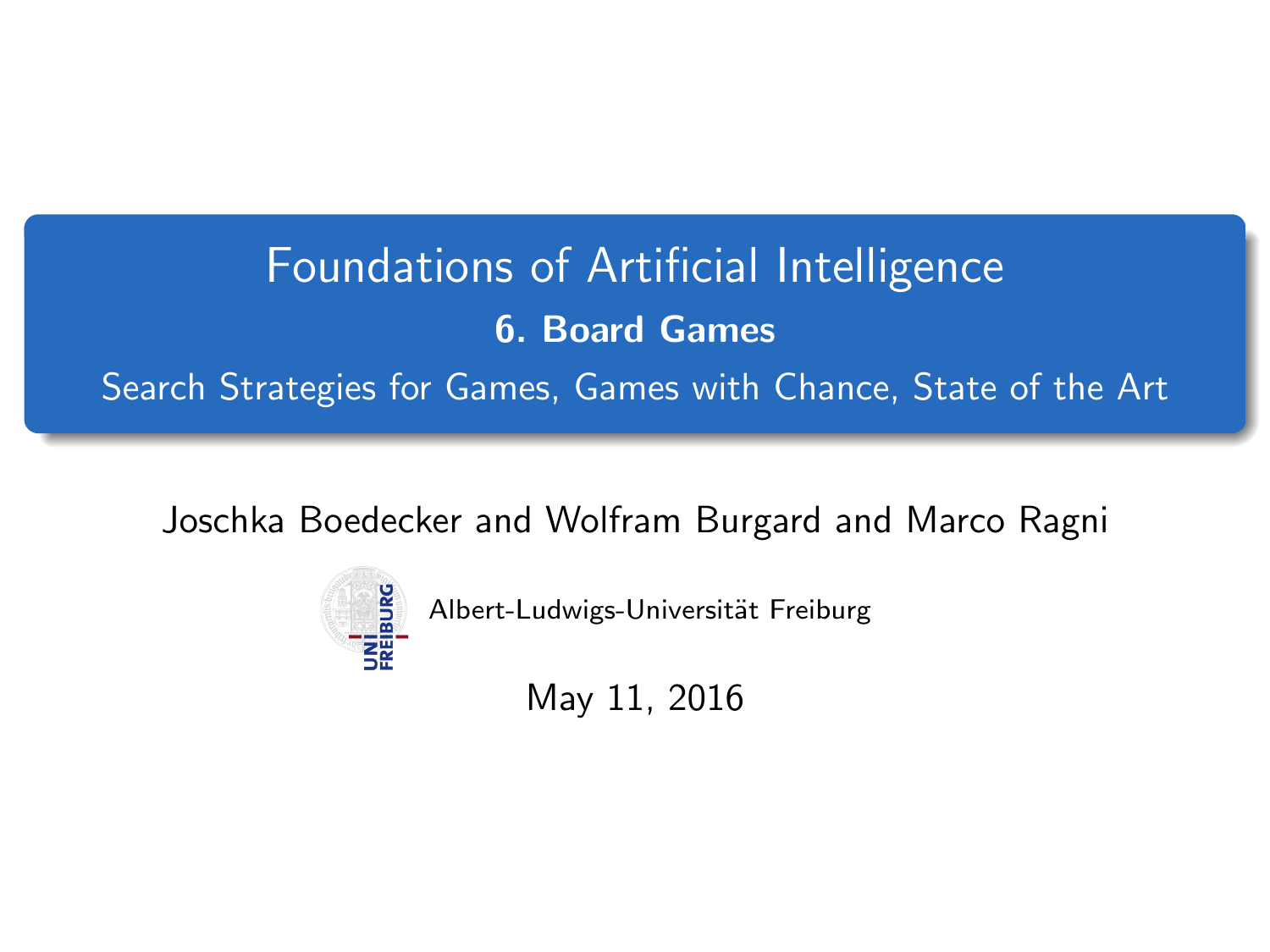# Foundations of Artificial Intelligence

## 6. Board Games

Search Strategies for Games, Games with Chance, State of the Art

Joschka Boedecker and Wolfram Burgard and Marco Ragni

Albert-Ludwigs-Universität Freiburg

May 11, 2016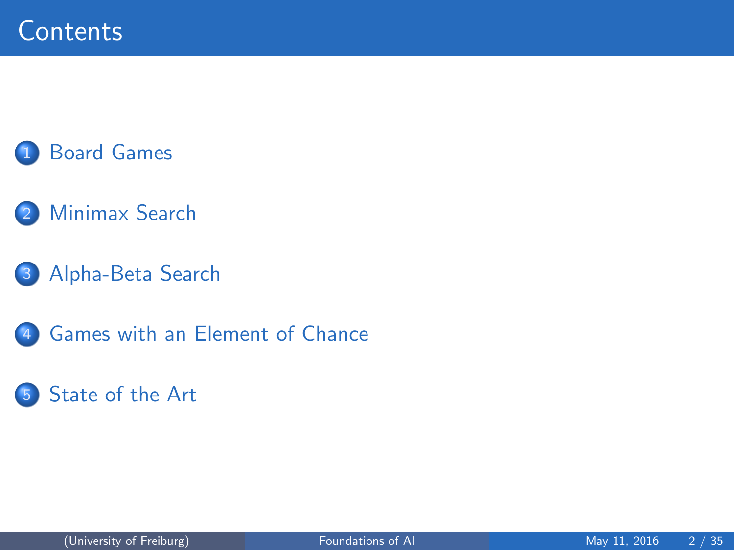# Contents

1. Board Games
2. Minimax Search
3. Alpha-Beta Search
4. Games with an Element of Chance
5. State of the Art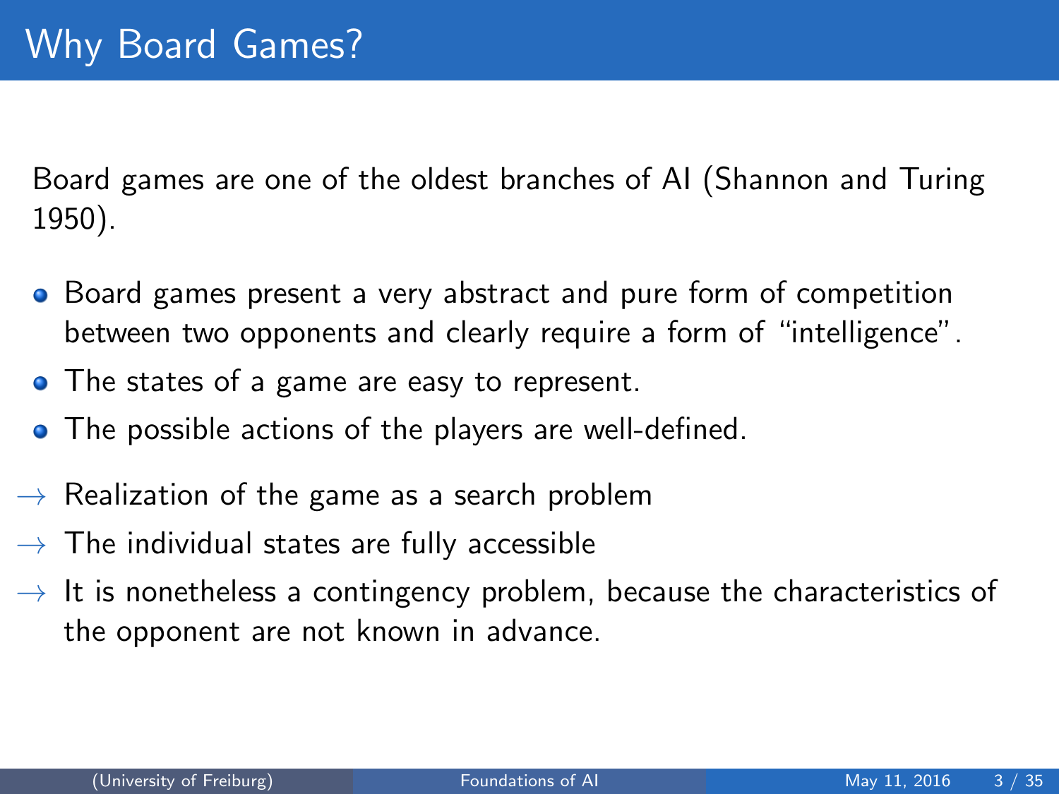# Why Board Games?

Board games are one of the oldest branches of AI (Shannon and Turing 1950).

- Board games present a very abstract and pure form of competition between two opponents and clearly require a form of "intelligence".
- The states of a game are easy to represent.
- The possible actions of the players are well-defined.

→ Realization of the game as a search problem

→ The individual states are fully accessible

→ It is nonetheless a contingency problem, because the characteristics of the opponent are not known in advance.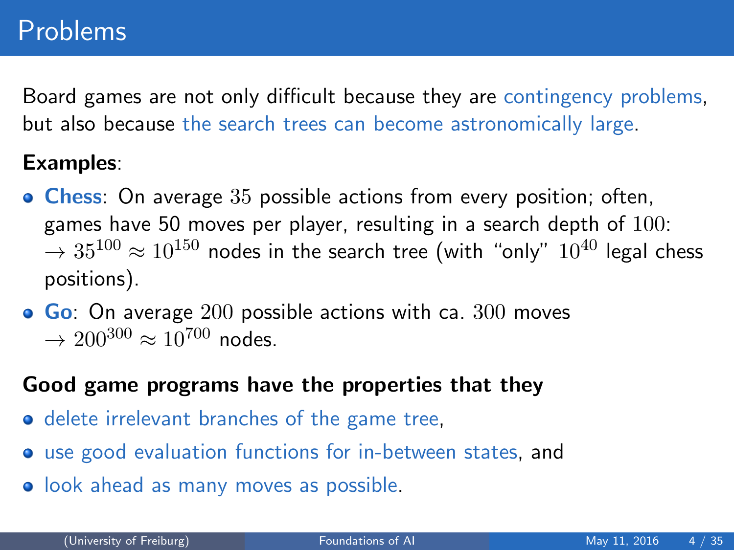# Problems

Board games are not only difficult because they are contingency problems, but also because the search trees can become astronomically large.

**Examples**:

- **Chess**: On average $35$ possible actions from every position; often, games have 50 moves per player, resulting in a search depth of $100$: $\rightarrow 35^{100} \approx 10^{150}$ nodes in the search tree (with "only" $10^{40}$ legal chess positions).
- **Go**: On average $200$ possible actions with ca. $300$ moves $\rightarrow 200^{300} \approx 10^{700}$ nodes.

**Good game programs have the properties that they**

- delete irrelevant branches of the game tree,
- use good evaluation functions for in-between states, and
- look ahead as many moves as possible.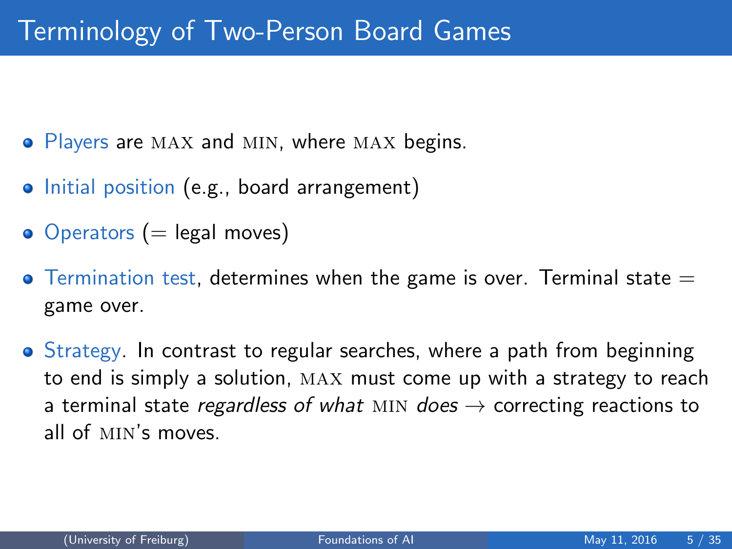# Terminology of Two-Person Board Games

- Players are MAX and MIN, where MAX begins.
- Initial position (e.g., board arrangement)
- Operators (= legal moves)
- Termination test, determines when the game is over. Terminal state = game over.
- Strategy. In contrast to regular searches, where a path from beginning to end is simply a solution, MAX must come up with a strategy to reach a terminal state *regardless of what* MIN *does* → correcting reactions to all of MIN's moves.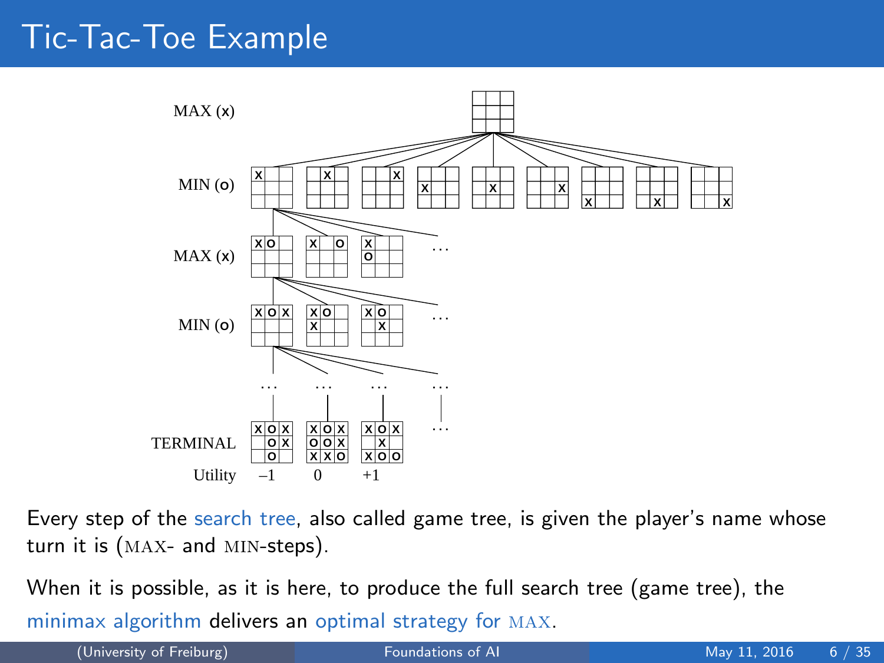# Tic-Tac-Toe Example

MAX (x)

MIN (o)

MAX (x)

MIN (o)

TERMINAL

Utility –1 0 +1

Every step of the search tree, also called game tree, is given the player's name whose turn it is (MAX- and MIN-steps).

When it is possible, as it is here, to produce the full search tree (game tree), the minimax algorithm delivers an optimal strategy for MAX.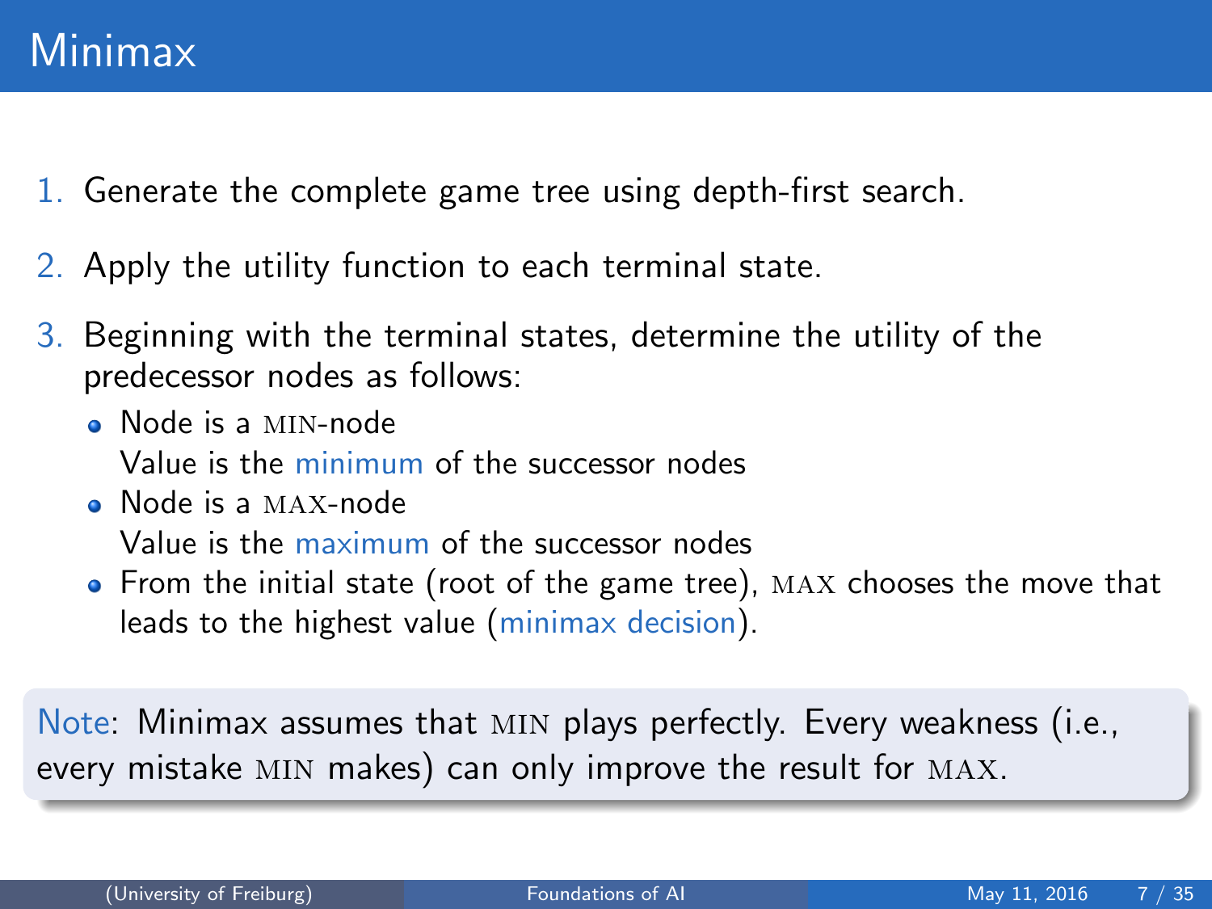# Minimax

1. Generate the complete game tree using depth-first search.
2. Apply the utility function to each terminal state.
3. Beginning with the terminal states, determine the utility of the predecessor nodes as follows:
   - Node is a MIN-node
     Value is the minimum of the successor nodes
   - Node is a MAX-node
     Value is the maximum of the successor nodes
   - From the initial state (root of the game tree), MAX chooses the move that leads to the highest value (minimax decision).

Note: Minimax assumes that MIN plays perfectly. Every weakness (i.e., every mistake MIN makes) can only improve the result for MAX.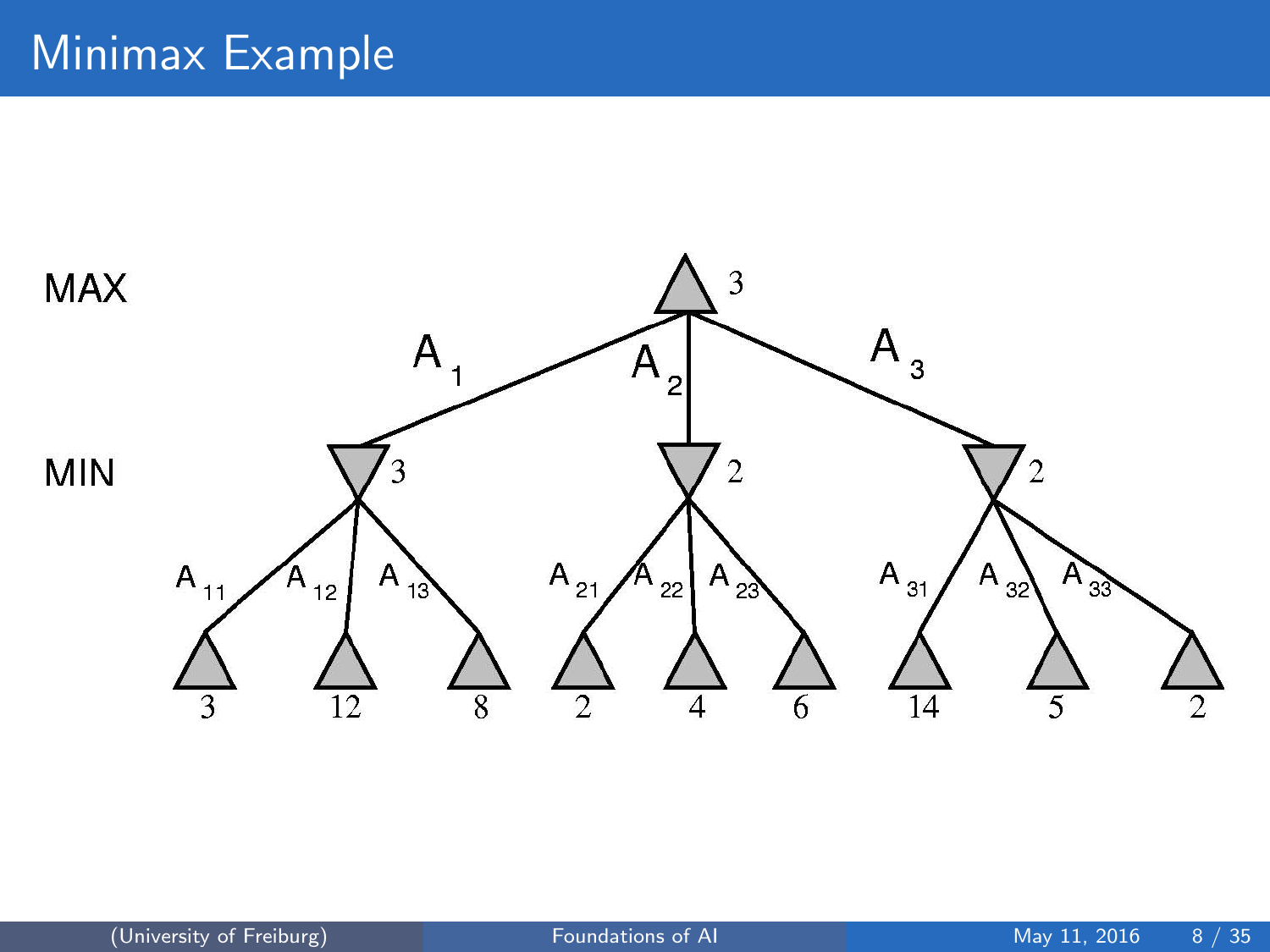# Minimax Example

MAX

MIN

$A_1$ $A_2$ $A_3$

$A_{11}$ $A_{12}$ $A_{13}$ $A_{21}$ $A_{22}$ $A_{23}$ $A_{31}$ $A_{32}$ $A_{33}$

3

3 2 2

3 12 8 2 4 6 14 5 2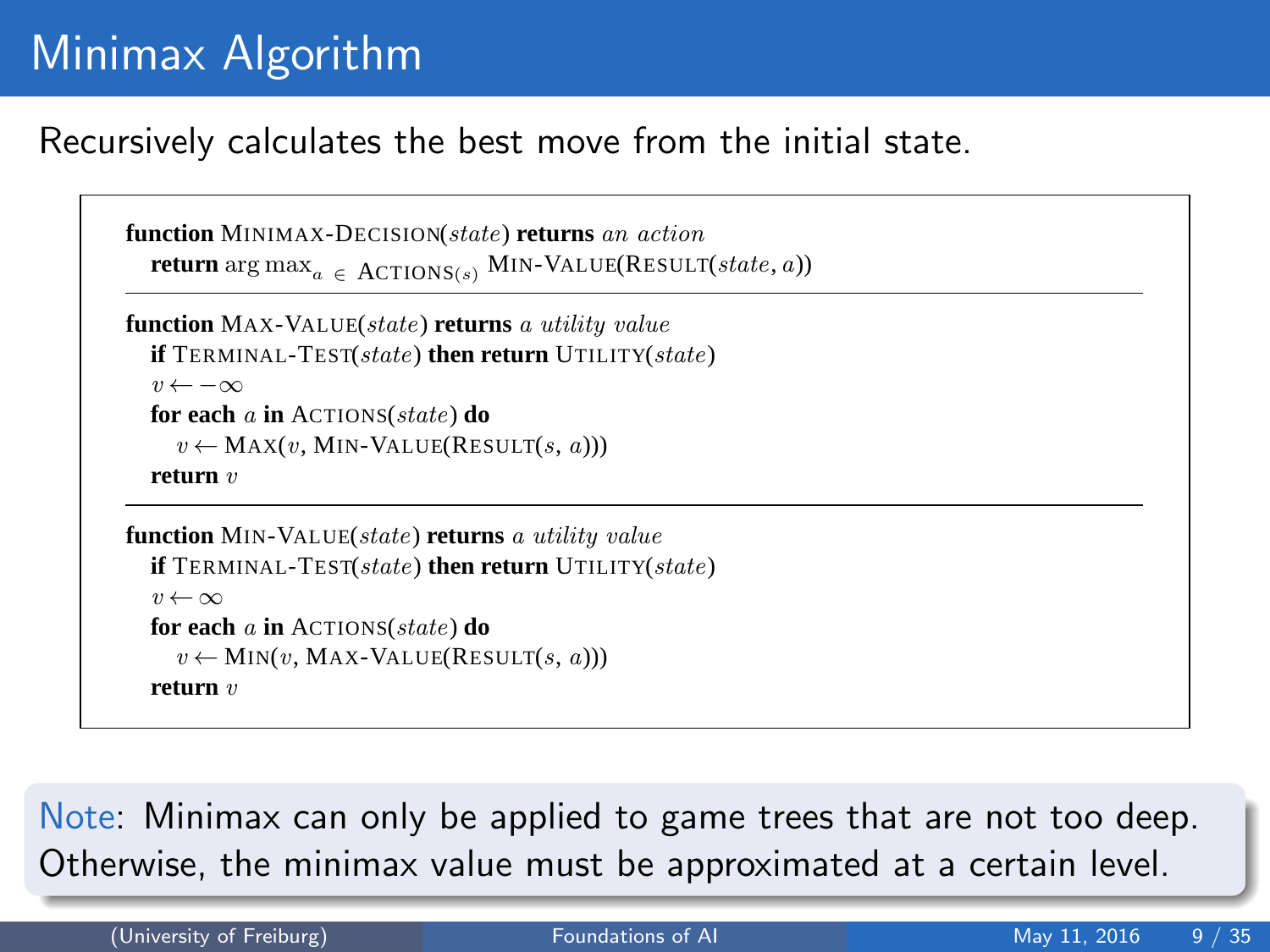# Minimax Algorithm

Recursively calculates the best move from the initial state.

```
function MINIMAX-DECISION(state) returns an action
   return arg max_{a ∈ ACTIONS(s)} MIN-VALUE(RESULT(state, a))

function MAX-VALUE(state) returns a utility value
   if TERMINAL-TEST(state) then return UTILITY(state)
   v ← −∞
   for each a in ACTIONS(state) do
      v ← MAX(v, MIN-VALUE(RESULT(s, a)))
   return v

function MIN-VALUE(state) returns a utility value
   if TERMINAL-TEST(state) then return UTILITY(state)
   v ← ∞
   for each a in ACTIONS(state) do
      v ← MIN(v, MAX-VALUE(RESULT(s, a)))
   return v
```

Note: Minimax can only be applied to game trees that are not too deep. Otherwise, the minimax value must be approximated at a certain level.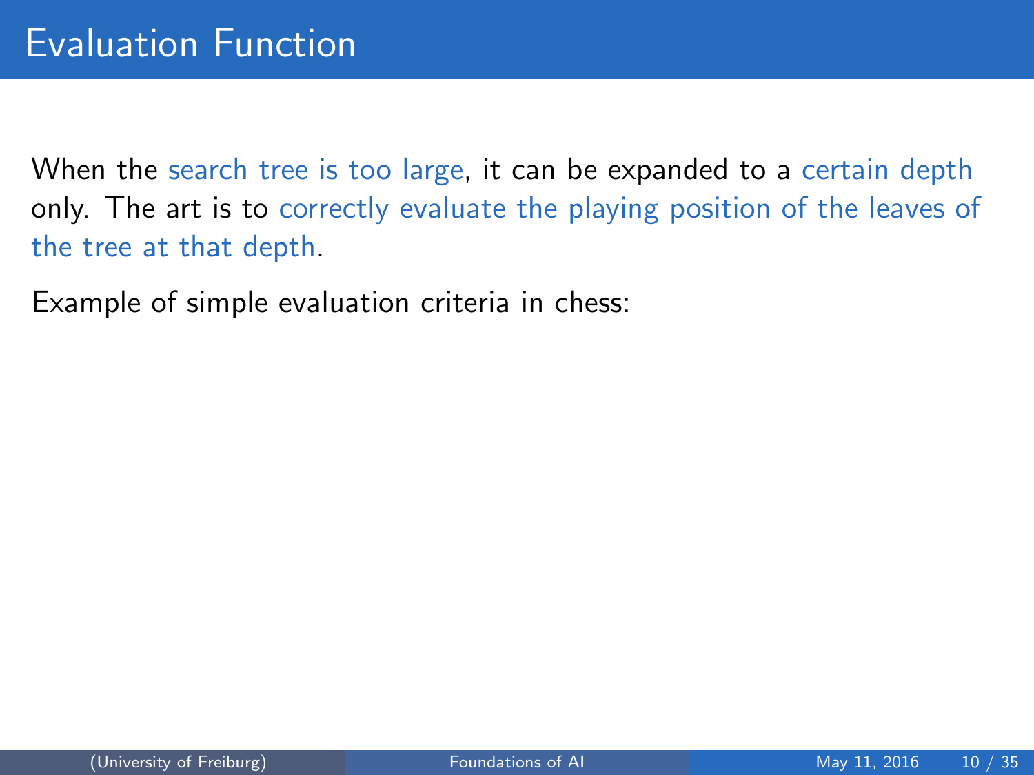# Evaluation Function

When the search tree is too large, it can be expanded to a certain depth only. The art is to correctly evaluate the playing position of the leaves of the tree at that depth.

Example of simple evaluation criteria in chess: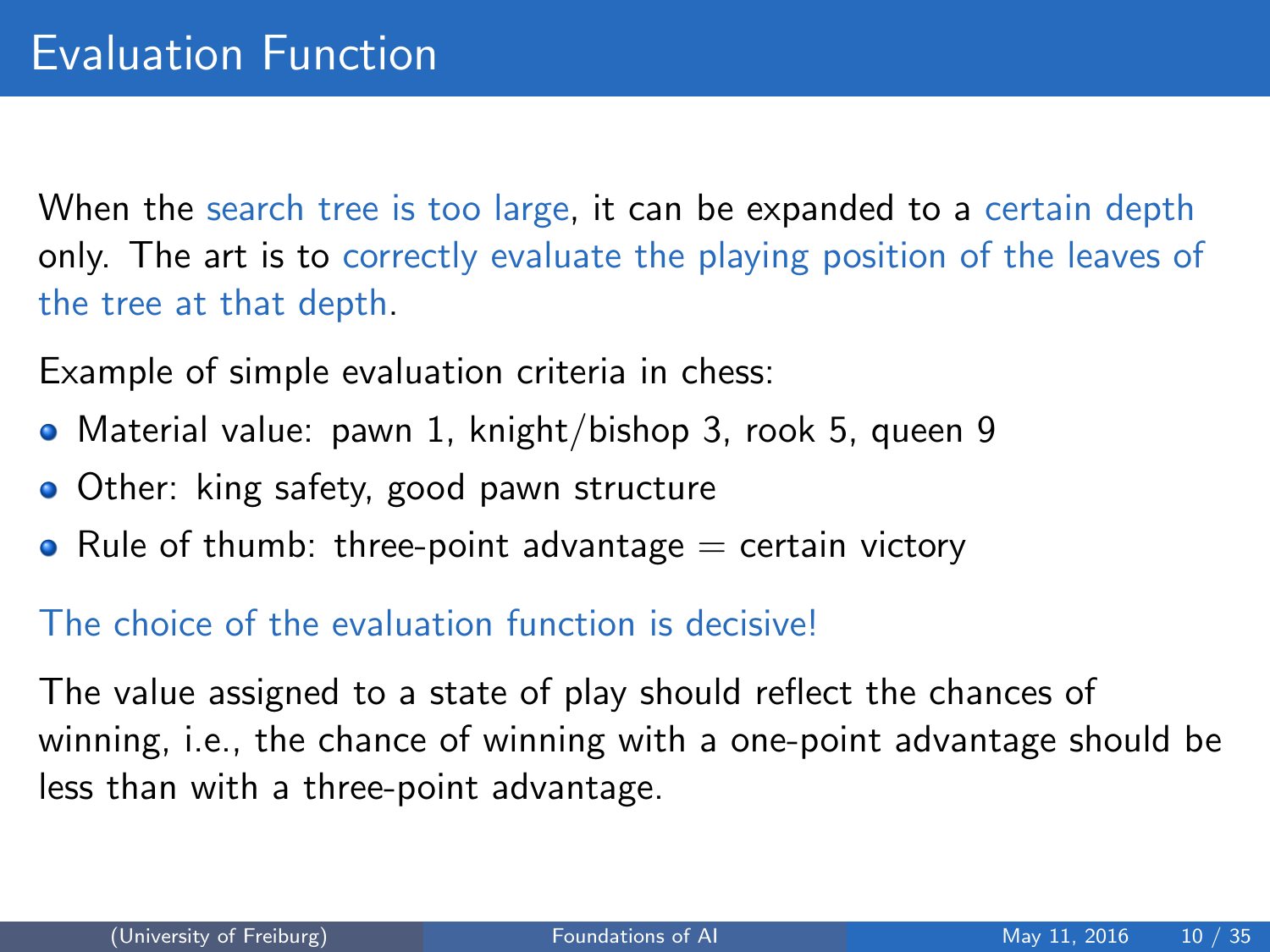# Evaluation Function

When the search tree is too large, it can be expanded to a certain depth only. The art is to correctly evaluate the playing position of the leaves of the tree at that depth.

Example of simple evaluation criteria in chess:

- Material value: pawn 1, knight/bishop 3, rook 5, queen 9
- Other: king safety, good pawn structure
- Rule of thumb: three-point advantage = certain victory

The choice of the evaluation function is decisive!

The value assigned to a state of play should reflect the chances of winning, i.e., the chance of winning with a one-point advantage should be less than with a three-point advantage.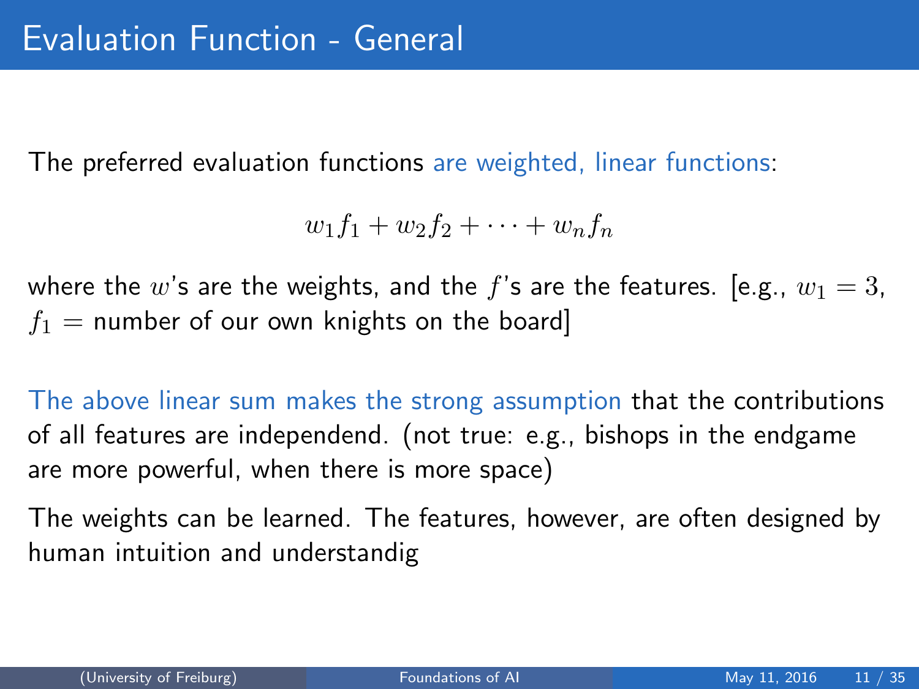# Evaluation Function - General

The preferred evaluation functions are weighted, linear functions:

$$w_1 f_1 + w_2 f_2 + \cdots + w_n f_n$$

where the $w$'s are the weights, and the $f$'s are the features. [e.g., $w_1 = 3$, $f_1 =$ number of our own knights on the board]

The above linear sum makes the strong assumption that the contributions of all features are independend. (not true: e.g., bishops in the endgame are more powerful, when there is more space)

The weights can be learned. The features, however, are often designed by human intuition and understandig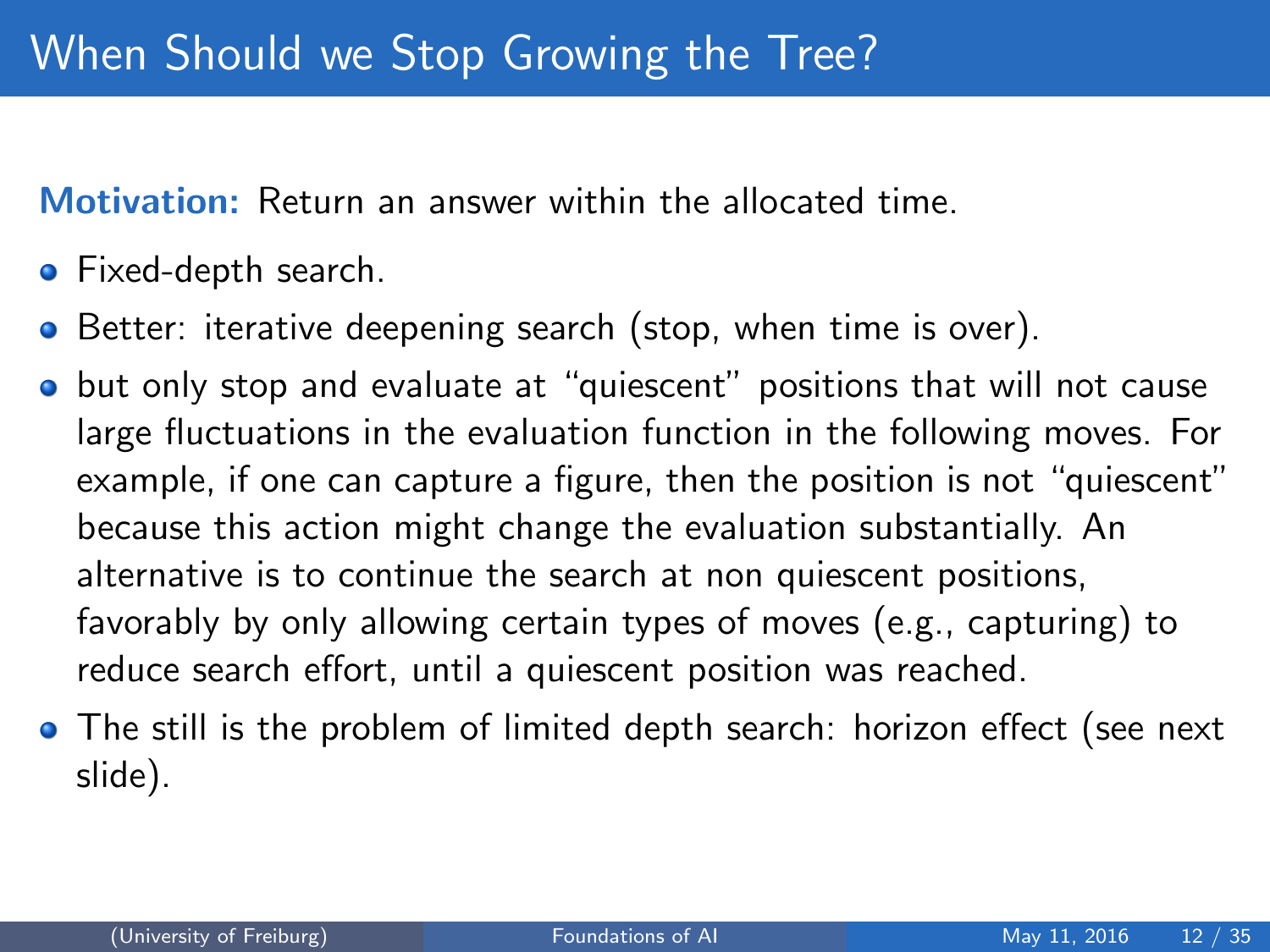# When Should we Stop Growing the Tree?

**Motivation:** Return an answer within the allocated time.

- Fixed-depth search.
- Better: iterative deepening search (stop, when time is over).
- but only stop and evaluate at "quiescent" positions that will not cause large fluctuations in the evaluation function in the following moves. For example, if one can capture a figure, then the position is not "quiescent" because this action might change the evaluation substantially. An alternative is to continue the search at non quiescent positions, favorably by only allowing certain types of moves (e.g., capturing) to reduce search effort, until a quiescent position was reached.
- The still is the problem of limited depth search: horizon effect (see next slide).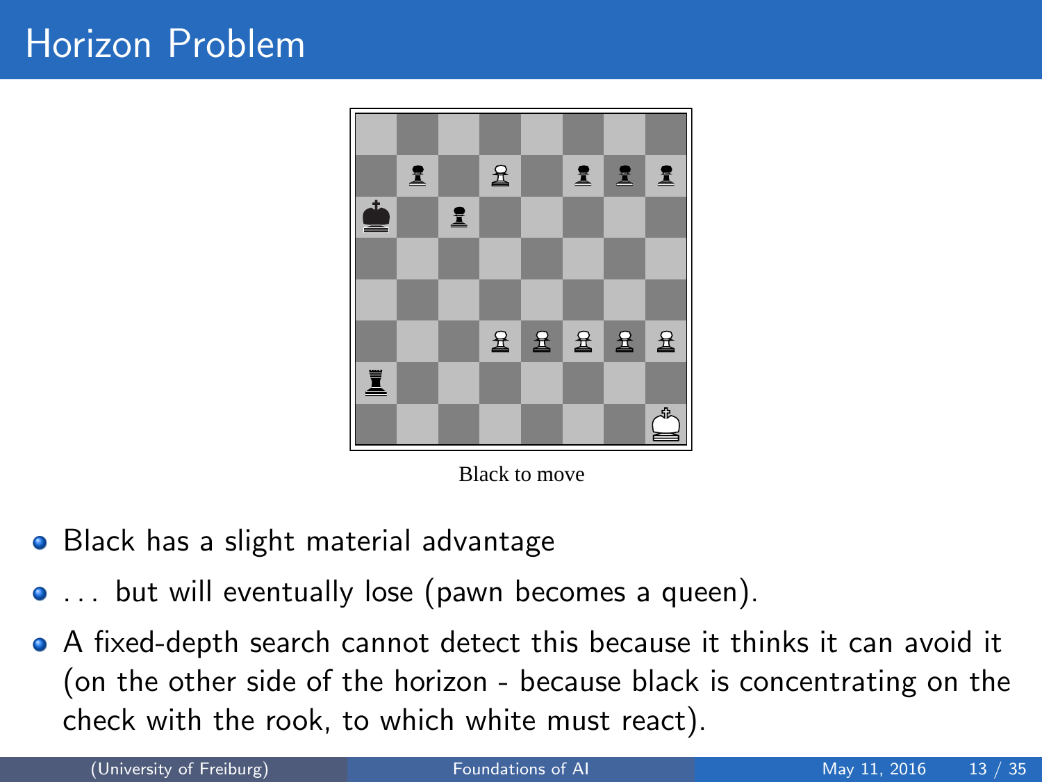# Horizon Problem

Black to move

- Black has a slight material advantage
- ... but will eventually lose (pawn becomes a queen).
- A fixed-depth search cannot detect this because it thinks it can avoid it (on the other side of the horizon - because black is concentrating on the check with the rook, to which white must react).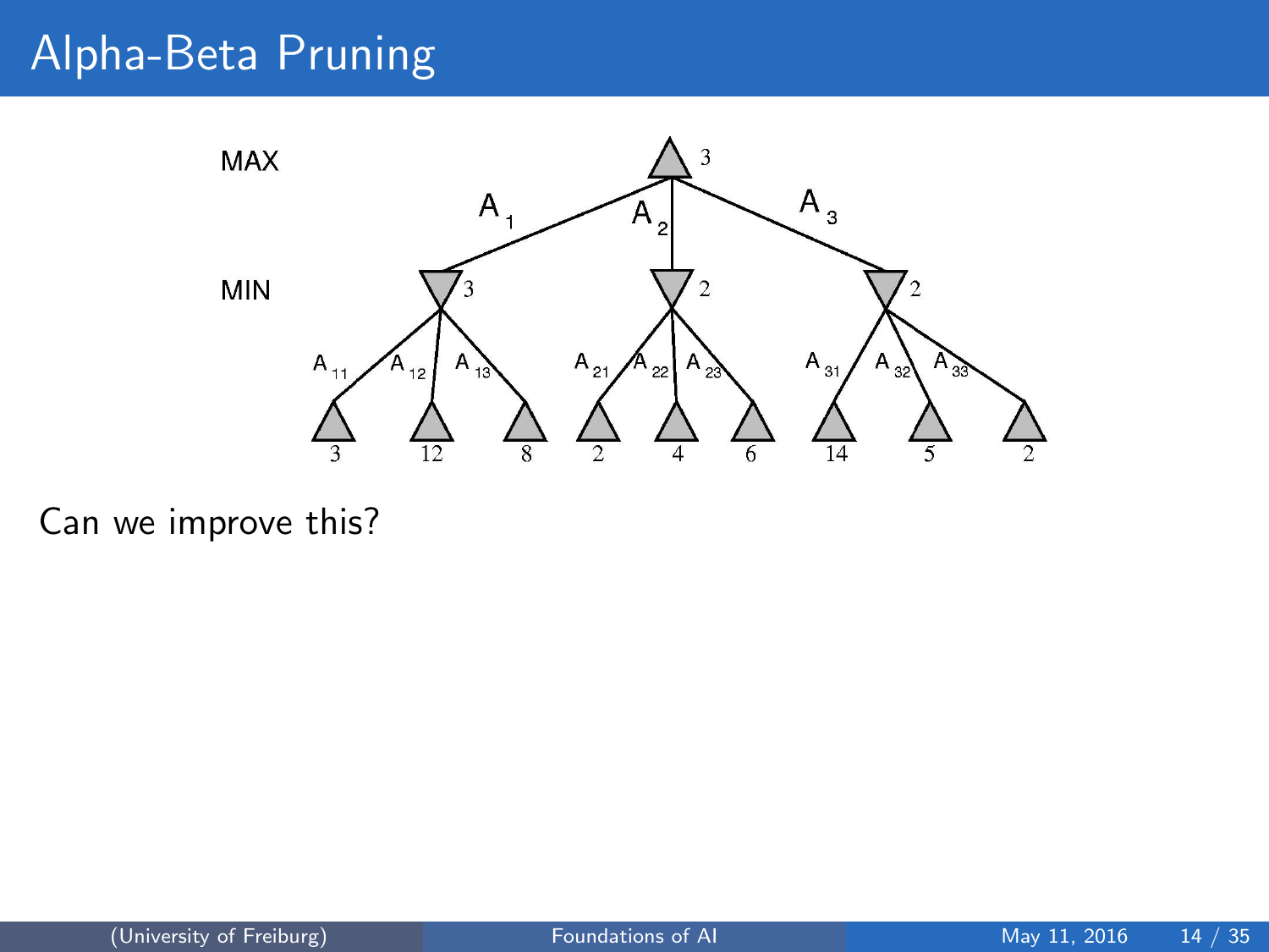# Alpha-Beta Pruning

Can we improve this?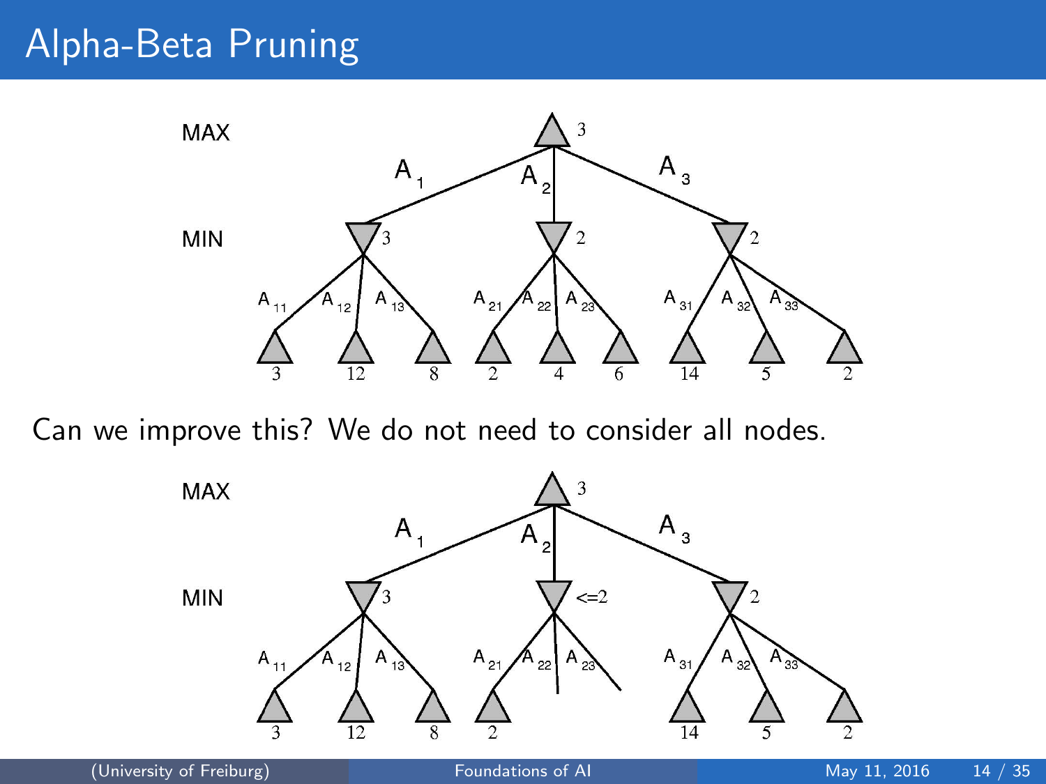# Alpha-Beta Pruning

Can we improve this? We do not need to consider all nodes.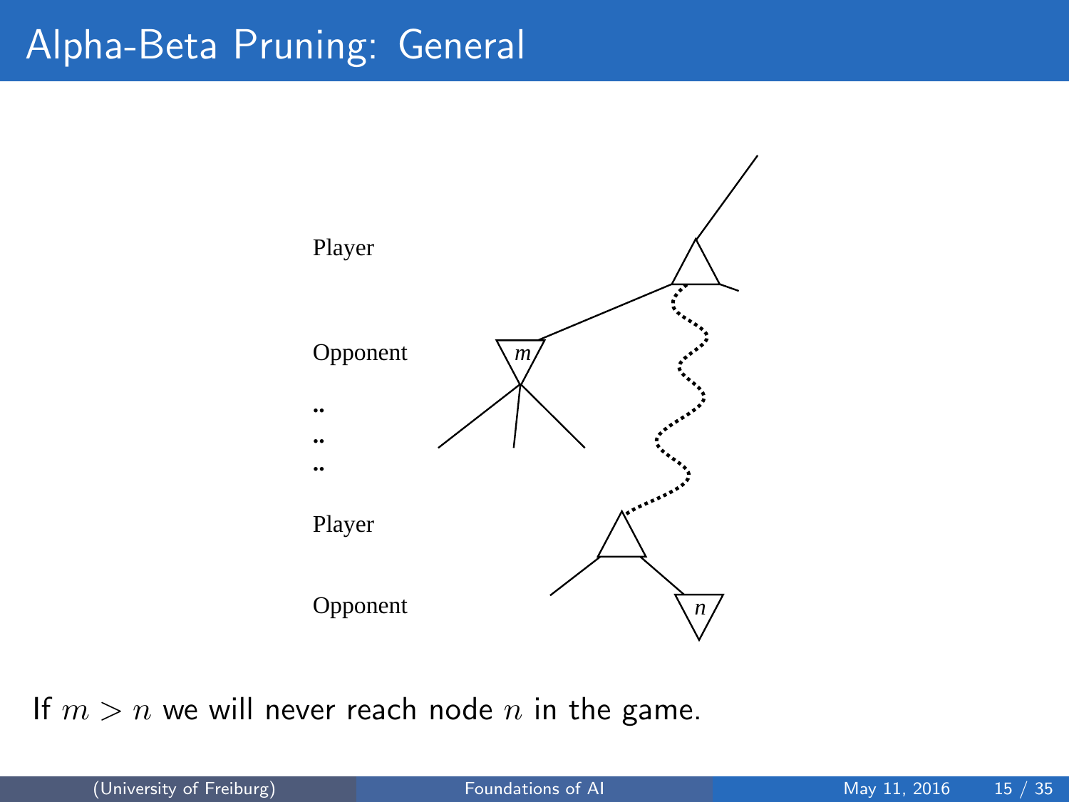# Alpha-Beta Pruning: General

Player

Opponent

Player

Opponent

If $m > n$ we will never reach node $n$ in the game.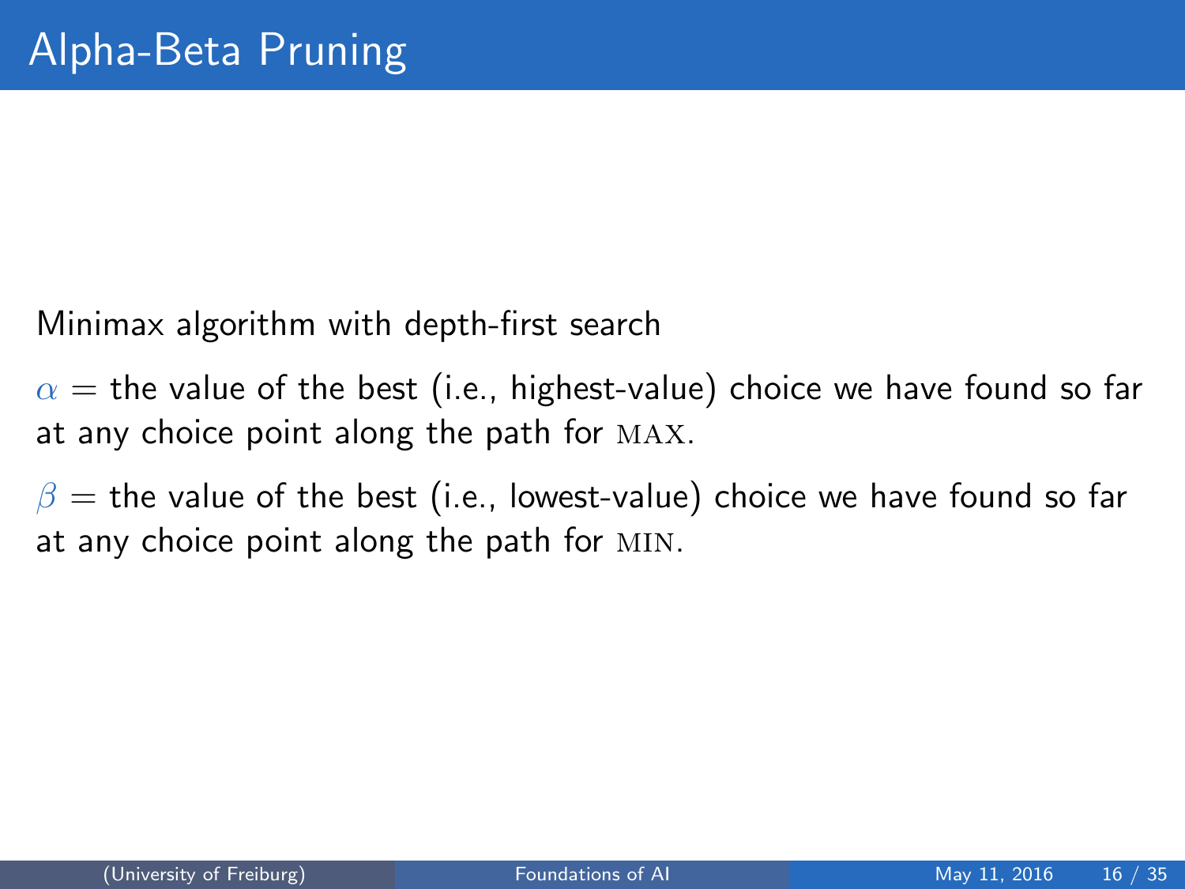# Alpha-Beta Pruning

Minimax algorithm with depth-first search

$\alpha =$ the value of the best (i.e., highest-value) choice we have found so far at any choice point along the path for MAX.

$\beta =$ the value of the best (i.e., lowest-value) choice we have found so far at any choice point along the path for MIN.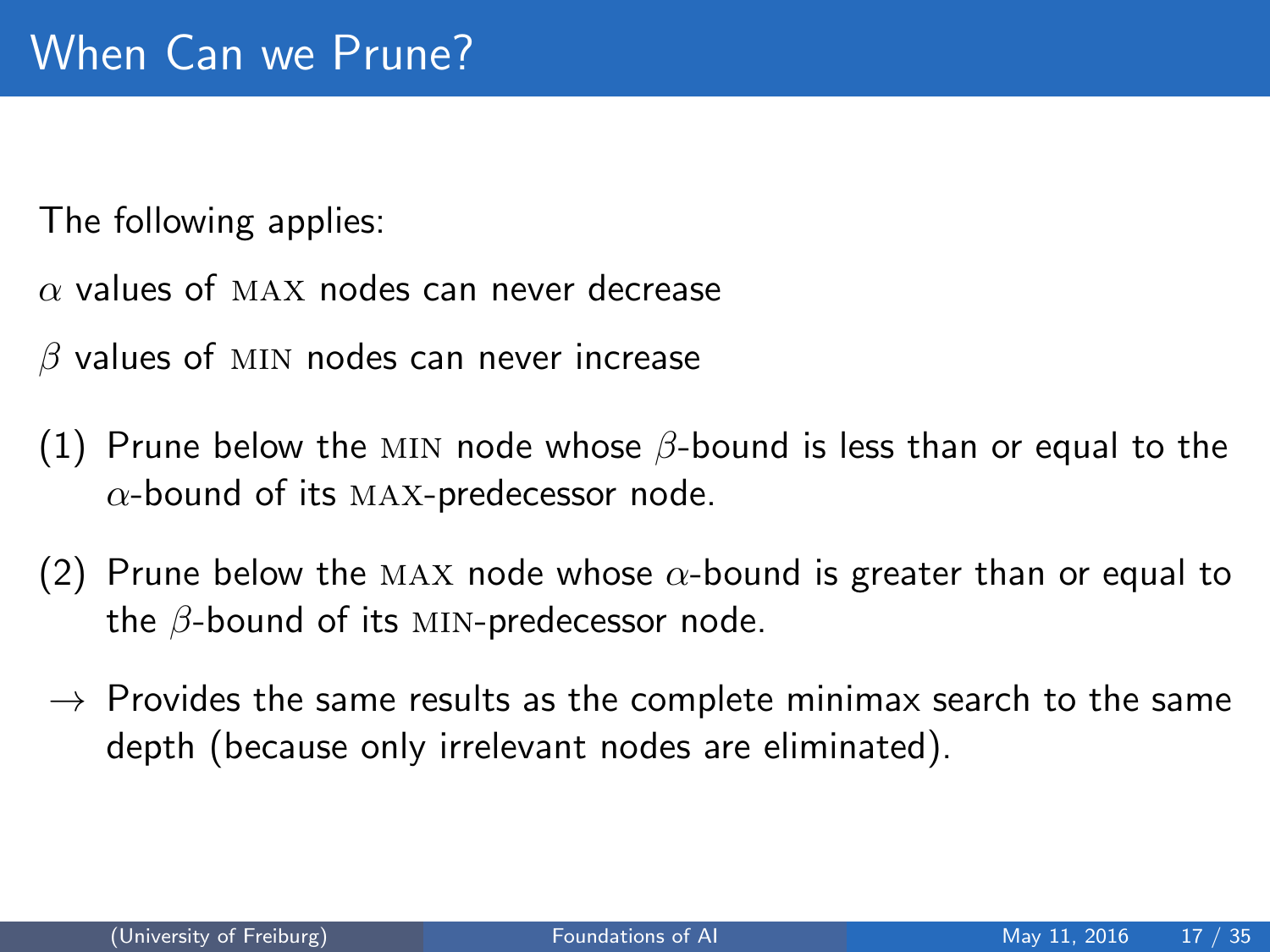# When Can we Prune?

The following applies:

$\alpha$ values of MAX nodes can never decrease

$\beta$ values of MIN nodes can never increase

(1) Prune below the MIN node whose $\beta$-bound is less than or equal to the $\alpha$-bound of its MAX-predecessor node.

(2) Prune below the MAX node whose $\alpha$-bound is greater than or equal to the $\beta$-bound of its MIN-predecessor node.

$\rightarrow$ Provides the same results as the complete minimax search to the same depth (because only irrelevant nodes are eliminated).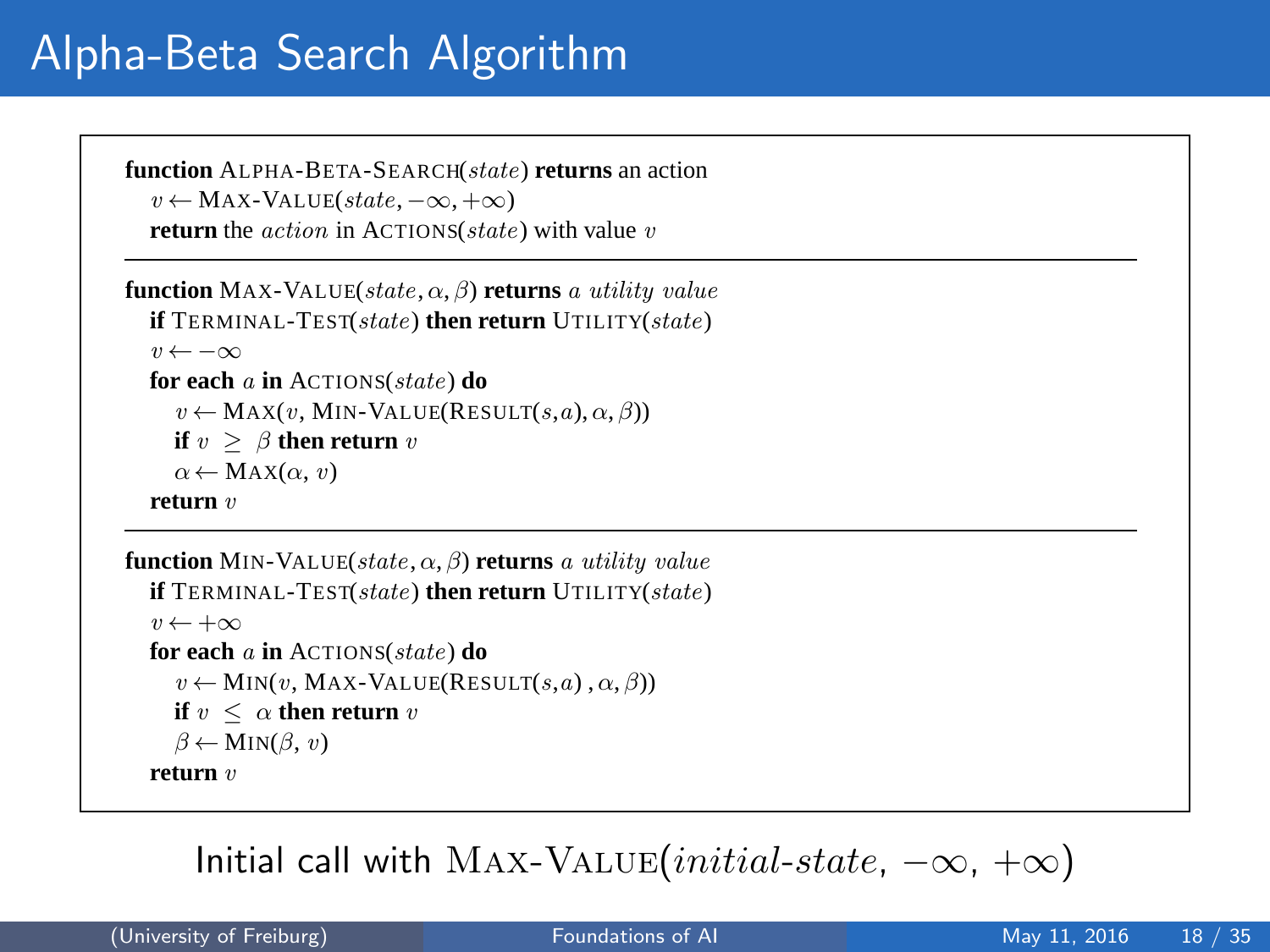# Alpha-Beta Search Algorithm

```
function ALPHA-BETA-SEARCH(state) returns an action
   v ← MAX-VALUE(state, −∞, +∞)
   return the action in ACTIONS(state) with value v
```

```
function MAX-VALUE(state, α, β) returns a utility value
   if TERMINAL-TEST(state) then return UTILITY(state)
   v ← −∞
   for each a in ACTIONS(state) do
      v ← MAX(v, MIN-VALUE(RESULT(s,a), α, β))
      if v ≥ β then return v
      α ← MAX(α, v)
   return v
```

```
function MIN-VALUE(state, α, β) returns a utility value
   if TERMINAL-TEST(state) then return UTILITY(state)
   v ← +∞
   for each a in ACTIONS(state) do
      v ← MIN(v, MAX-VALUE(RESULT(s,a) , α, β))
      if v ≤ α then return v
      β ← MIN(β, v)
   return v
```

Initial call with $\text{MAX-VALUE}(\textit{initial-state}, -\infty, +\infty)$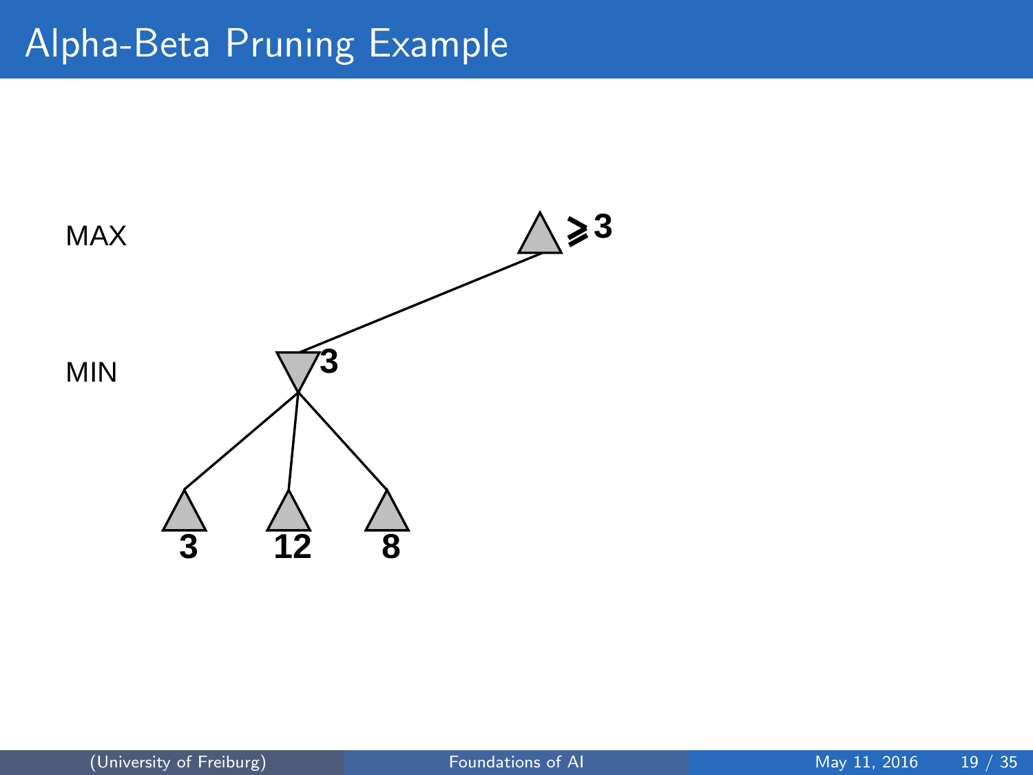# Alpha-Beta Pruning Example

MAX

MIN

$\geq 3$

3

3 12 8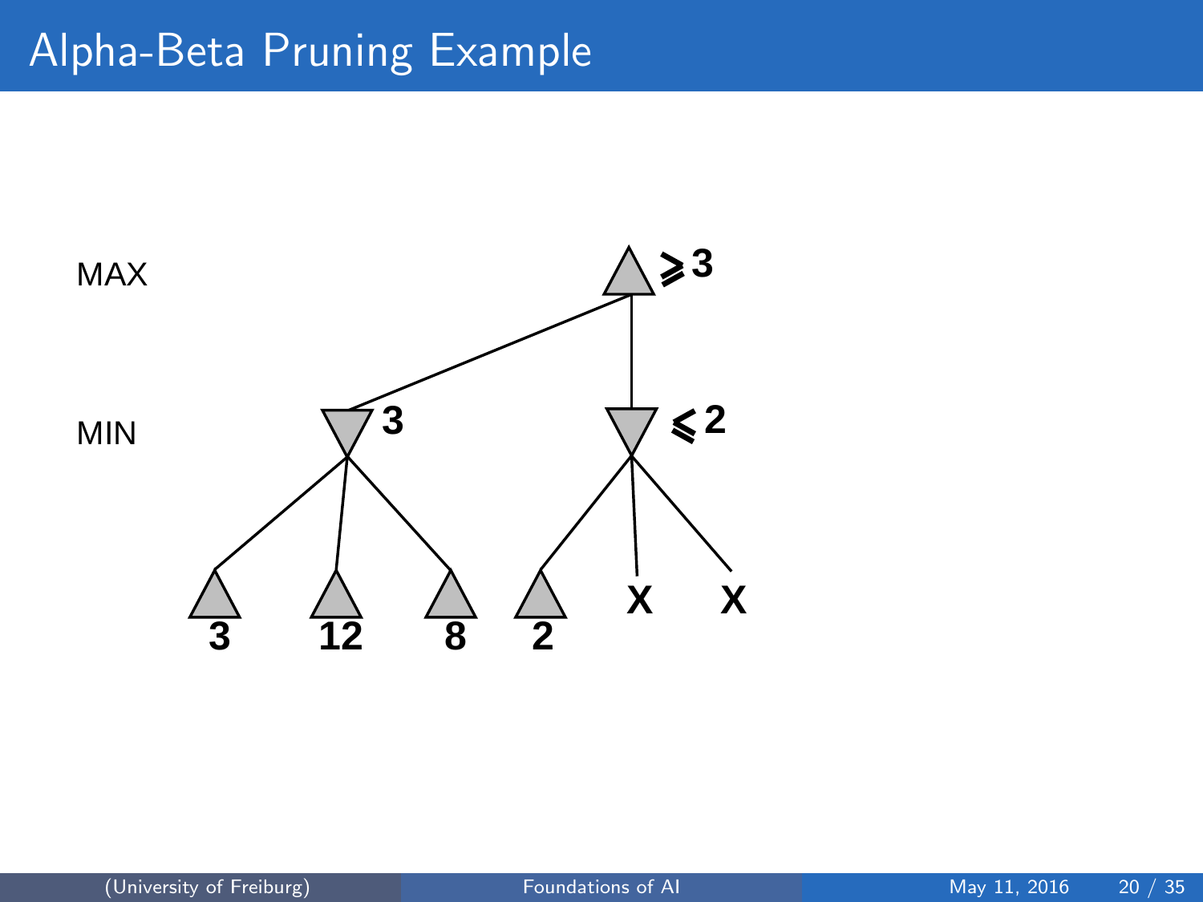# Alpha-Beta Pruning Example

MAX

MIN

$\geq 3$

3

$\leq 2$

3 12 8 2 X X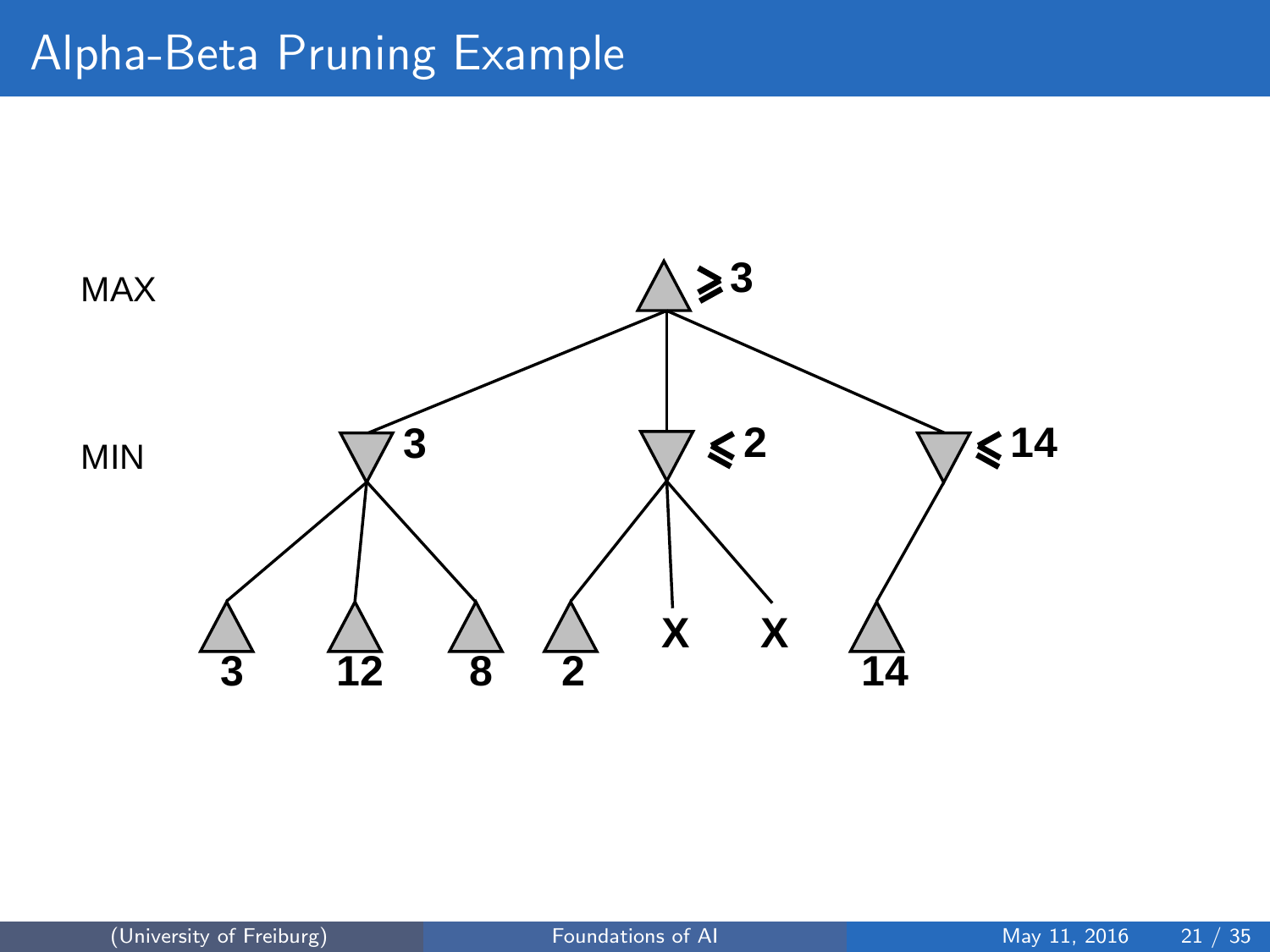# Alpha-Beta Pruning Example

MAX

MIN

$\geq 3$

3 $\quad \leq 2 \quad \leq 14$

3 12 8 2 X X 14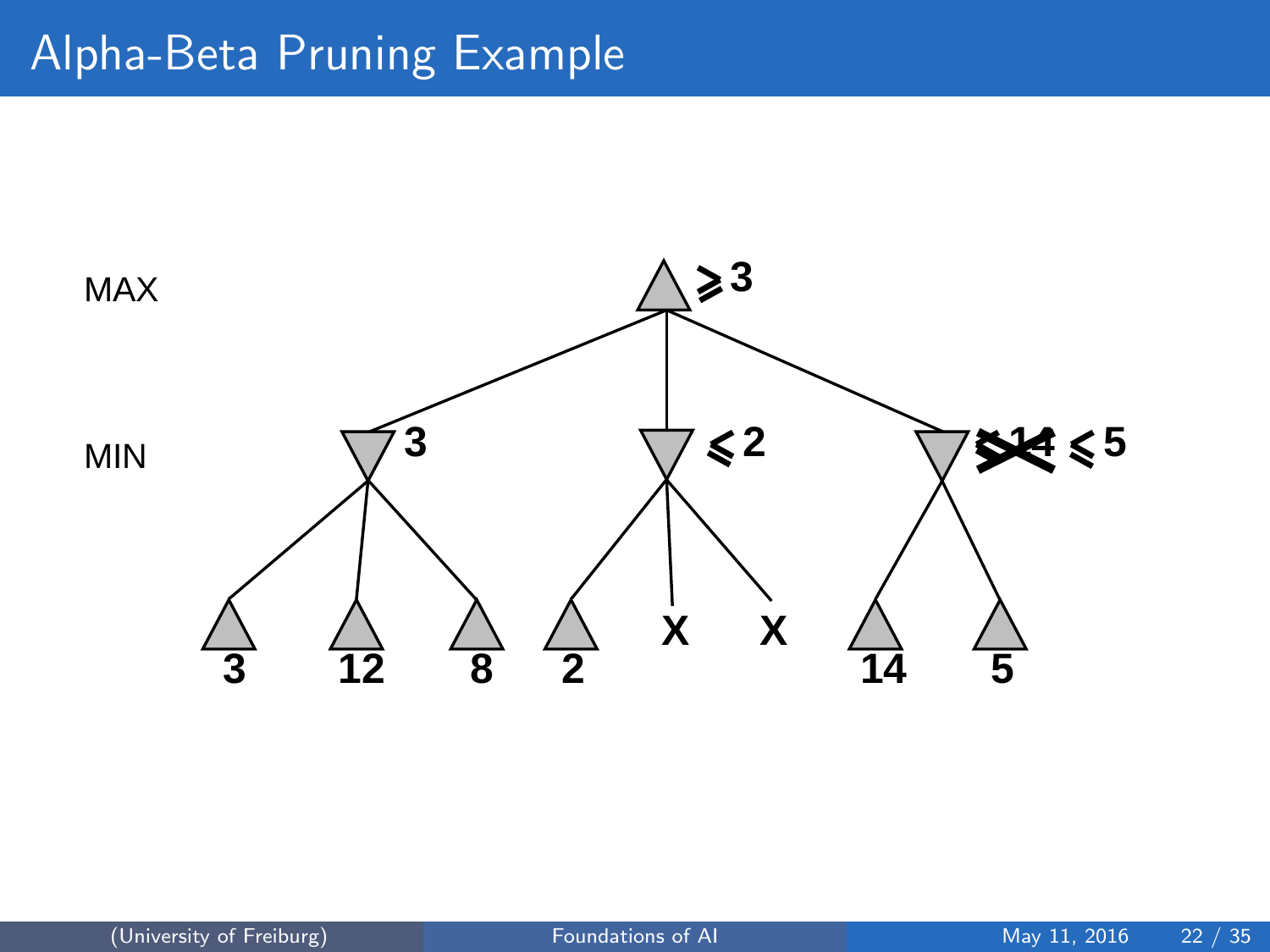# Alpha-Beta Pruning Example

MAX

MIN

$\geq 3$

3 &nbsp;&nbsp; $\leq 2$ &nbsp;&nbsp; ~~$\leq 14$~~ $\leq 5$

3 &nbsp; 12 &nbsp; 8 &nbsp; 2 &nbsp; X &nbsp; X &nbsp; 14 &nbsp; 5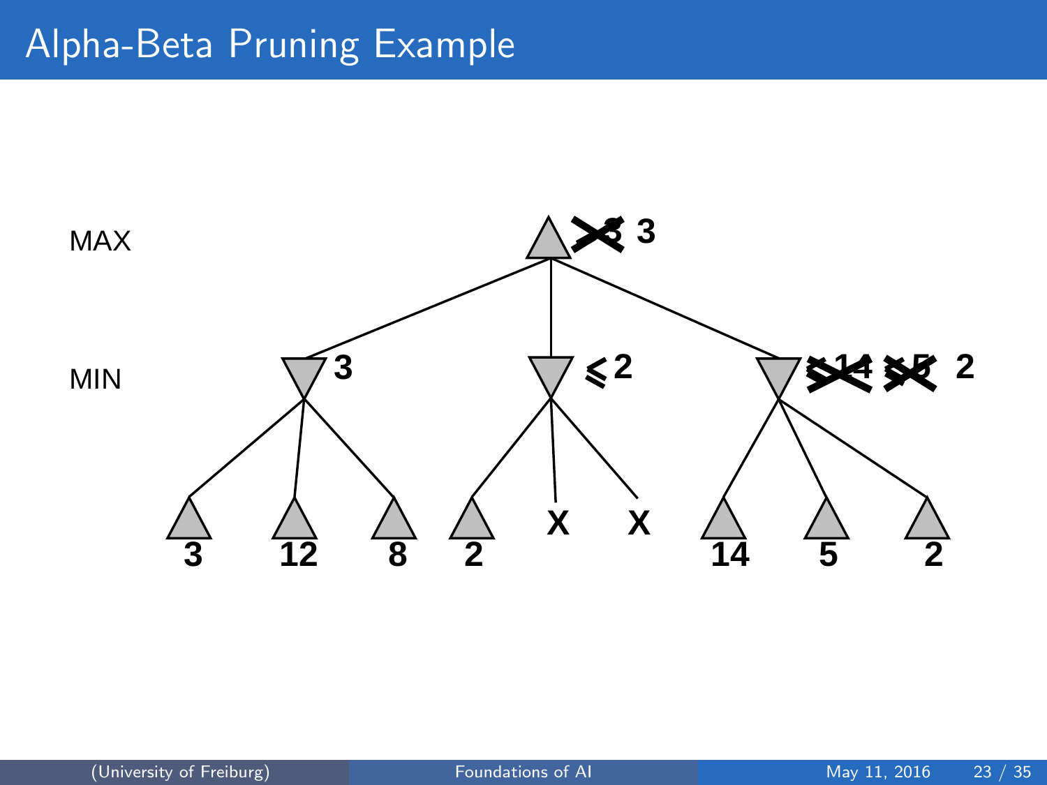# Alpha-Beta Pruning Example

MAX

MIN

3

≤2

≤14 ≤5 2

3 12 8 2 X X 14 5 2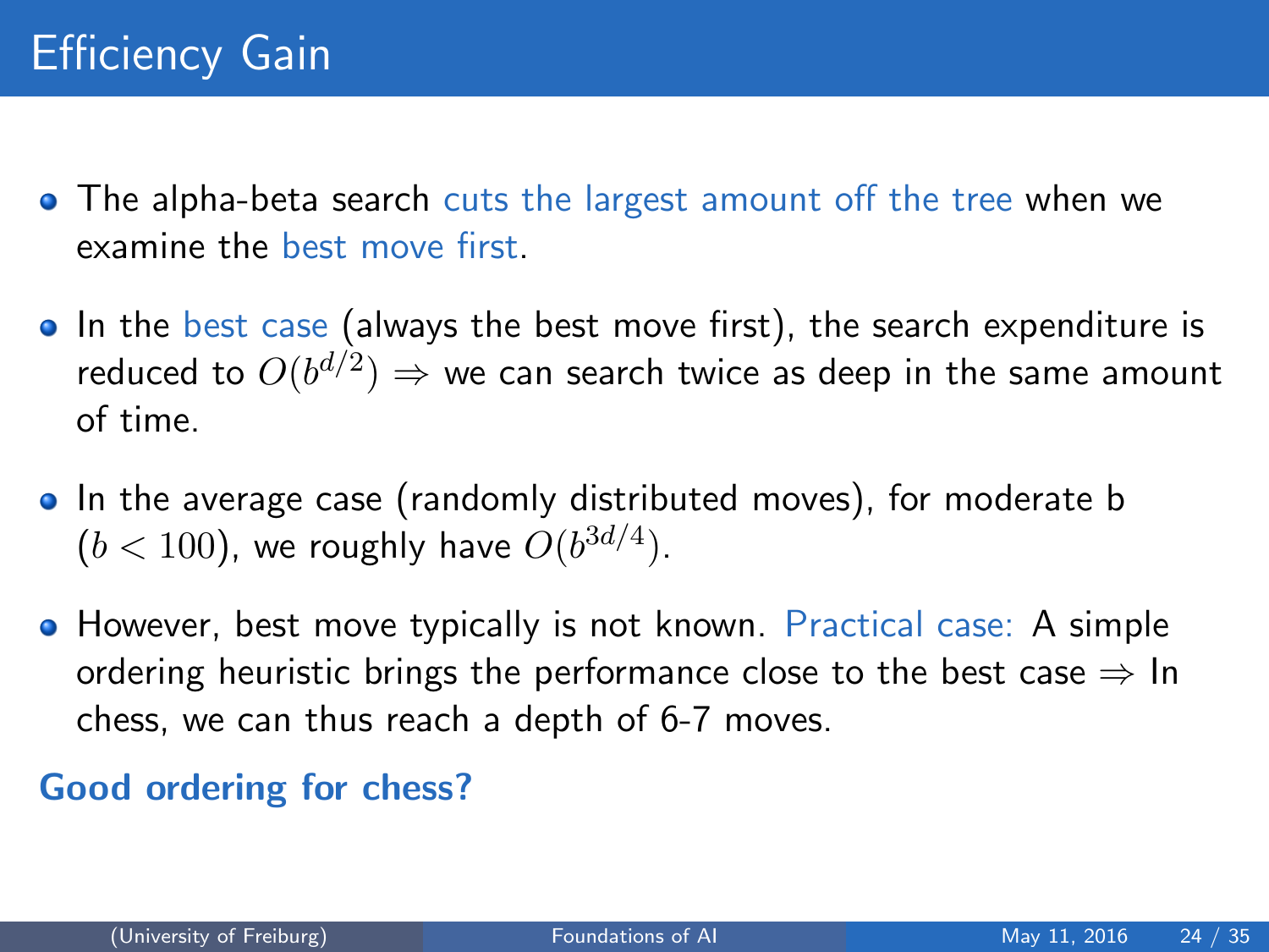# Efficiency Gain

- The alpha-beta search cuts the largest amount off the tree when we examine the best move first.
- In the best case (always the best move first), the search expenditure is reduced to $O(b^{d/2})$ $\Rightarrow$ we can search twice as deep in the same amount of time.
- In the average case (randomly distributed moves), for moderate b ($b < 100$), we roughly have $O(b^{3d/4})$.
- However, best move typically is not known. Practical case: A simple ordering heuristic brings the performance close to the best case $\Rightarrow$ In chess, we can thus reach a depth of 6-7 moves.

**Good ordering for chess?**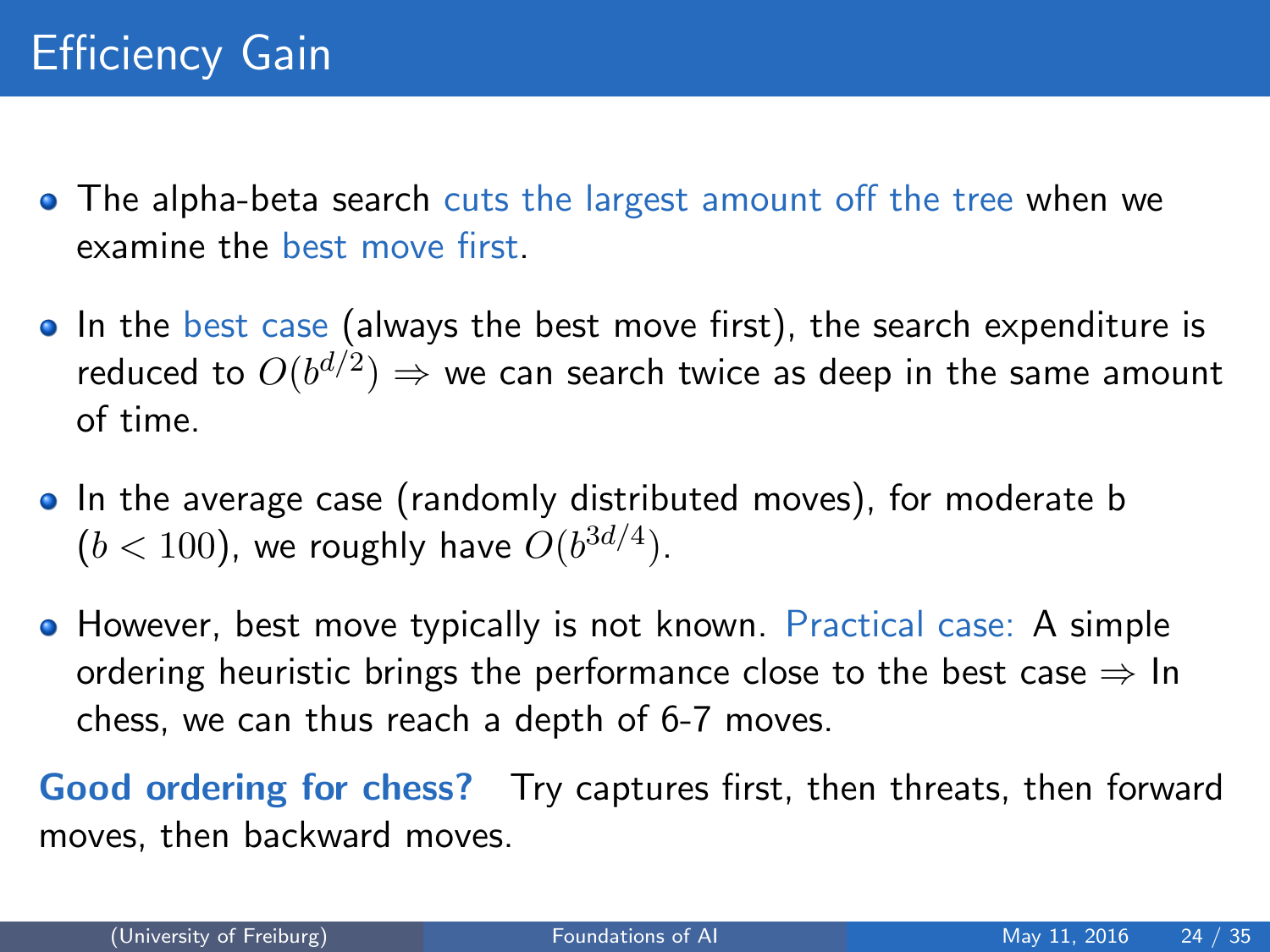# Efficiency Gain

- The alpha-beta search cuts the largest amount off the tree when we examine the best move first.
- In the best case (always the best move first), the search expenditure is reduced to $O(b^{d/2}) \Rightarrow$ we can search twice as deep in the same amount of time.
- In the average case (randomly distributed moves), for moderate b ($b < 100$), we roughly have $O(b^{3d/4})$.
- However, best move typically is not known. Practical case: A simple ordering heuristic brings the performance close to the best case $\Rightarrow$ In chess, we can thus reach a depth of 6-7 moves.

**Good ordering for chess?** Try captures first, then threats, then forward moves, then backward moves.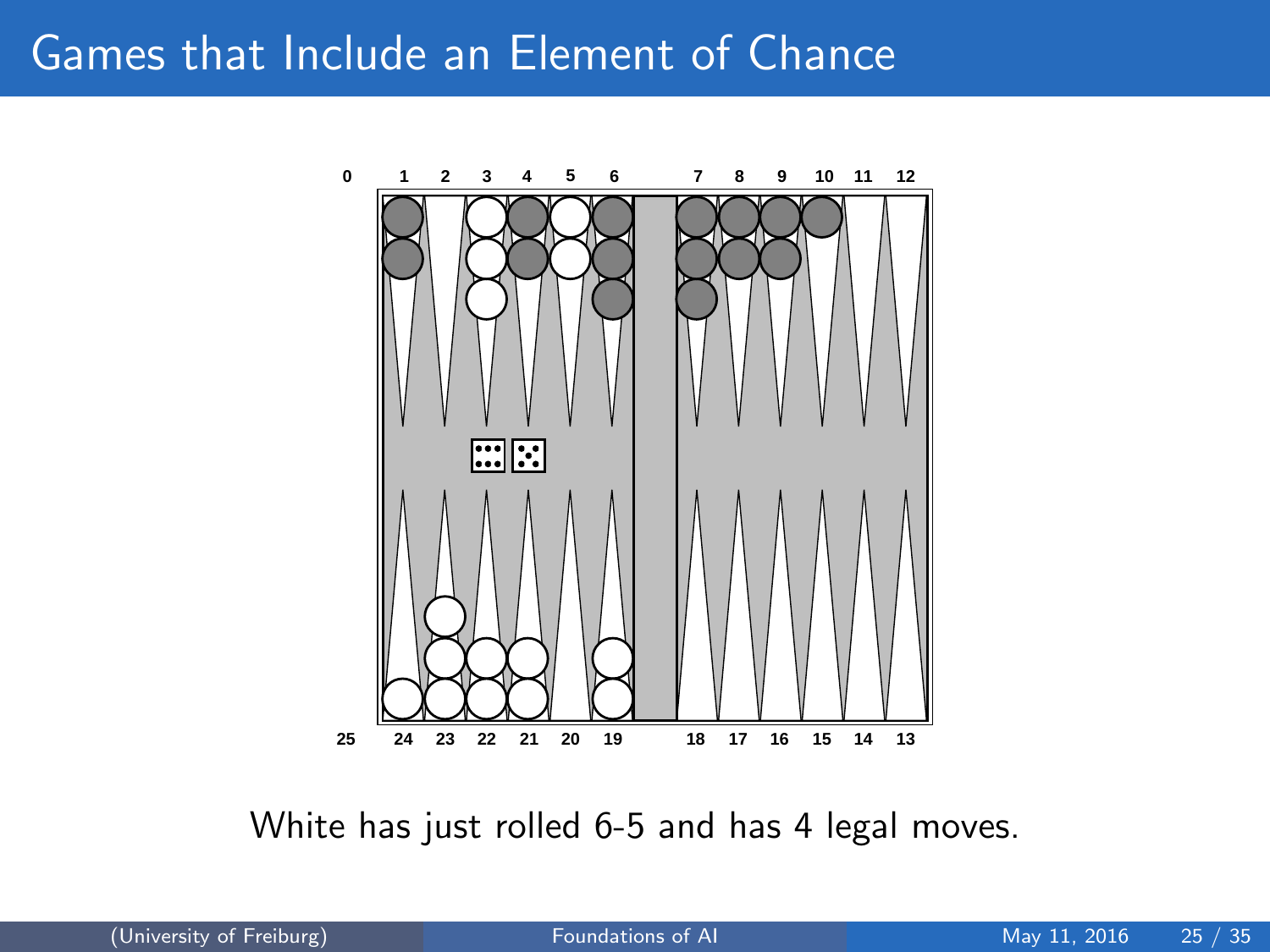# Games that Include an Element of Chance

White has just rolled 6-5 and has 4 legal moves.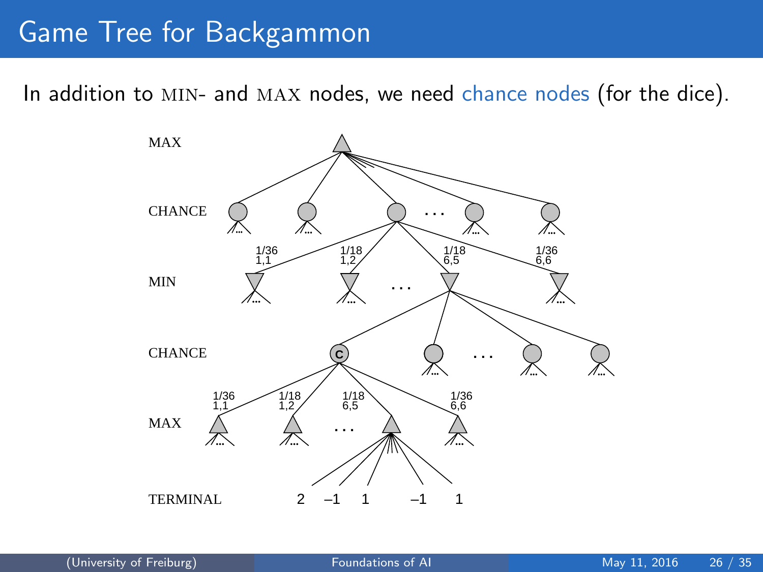# Game Tree for Backgammon

In addition to MIN- and MAX nodes, we need chance nodes (for the dice).

MAX

CHANCE

1/36 1,1 — 1/18 1,2 — 1/18 6,5 — 1/36 6,6

MIN

CHANCE

1/36 1,1 — 1/18 1,2 — 1/18 6,5 — 1/36 6,6

MAX

TERMINAL 2 –1 1 –1 1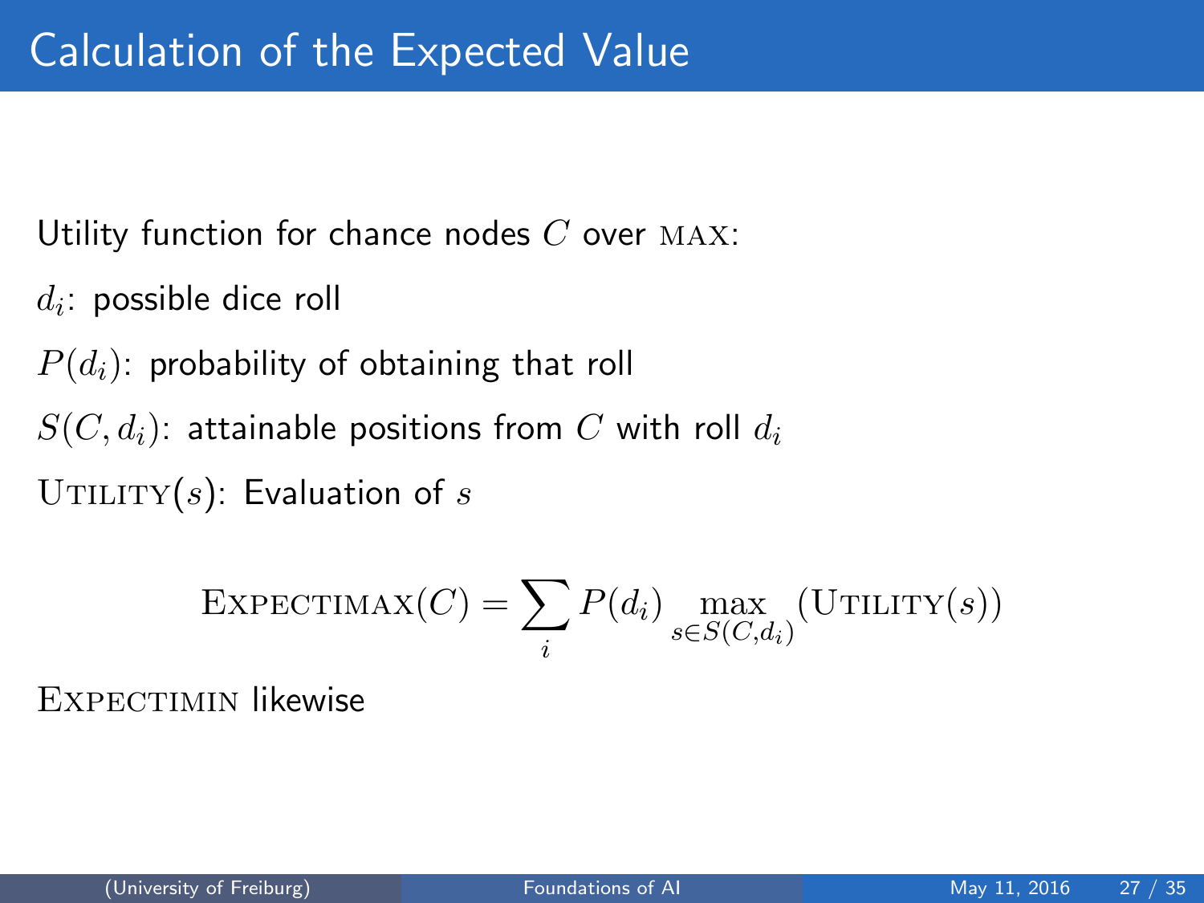# Calculation of the Expected Value

Utility function for chance nodes $C$ over $\textsc{max}$:

$d_i$: possible dice roll

$P(d_i)$: probability of obtaining that roll

$S(C, d_i)$: attainable positions from $C$ with roll $d_i$

$\textsc{Utility}(s)$: Evaluation of $s$

$$\textsc{Expectimax}(C) = \sum_i P(d_i) \max_{s \in S(C,d_i)} (\textsc{Utility}(s))$$

$\textsc{Expectimin}$ likewise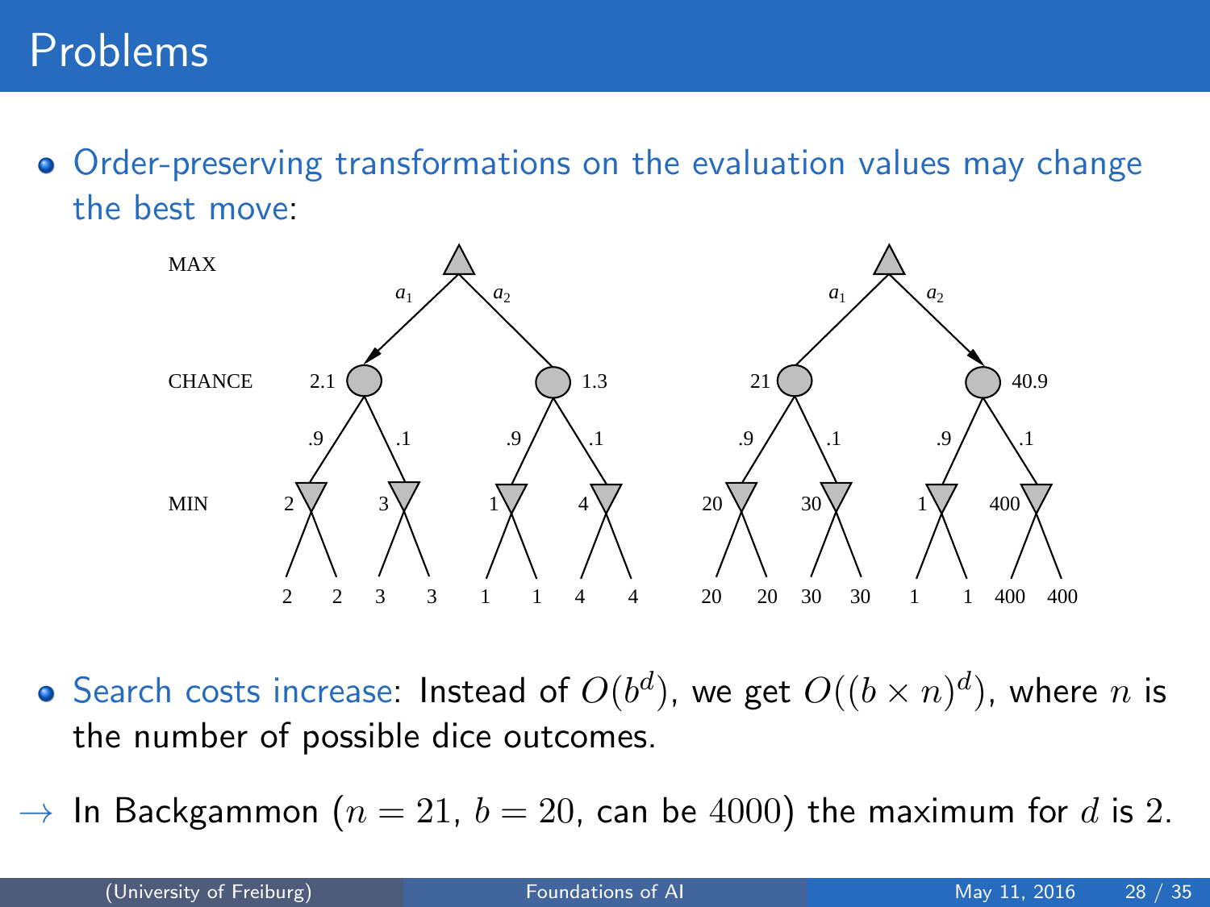# Problems

- Order-preserving transformations on the evaluation values may change the best move:

MAX

CHANCE

MIN

$a_1$ $a_2$ 2.1 1.3 .9 .1 .9 .1 2 3 1 4 2 2 3 3 1 1 4 4

$a_1$ $a_2$ 21 40.9 .9 .1 .9 .1 20 30 1 400 20 20 30 30 1 1 400 400

- Search costs increase: Instead of $O(b^d)$, we get $O((b \times n)^d)$, where $n$ is the number of possible dice outcomes.

→ In Backgammon ($n = 21$, $b = 20$, can be $4000$) the maximum for $d$ is 2.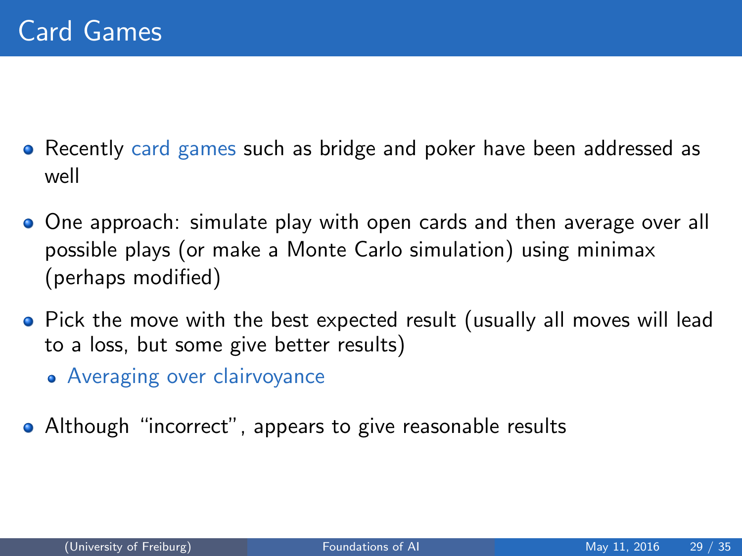# Card Games

- Recently card games such as bridge and poker have been addressed as well
- One approach: simulate play with open cards and then average over all possible plays (or make a Monte Carlo simulation) using minimax (perhaps modified)
- Pick the move with the best expected result (usually all moves will lead to a loss, but some give better results)
  - Averaging over clairvoyance
- Although “incorrect”, appears to give reasonable results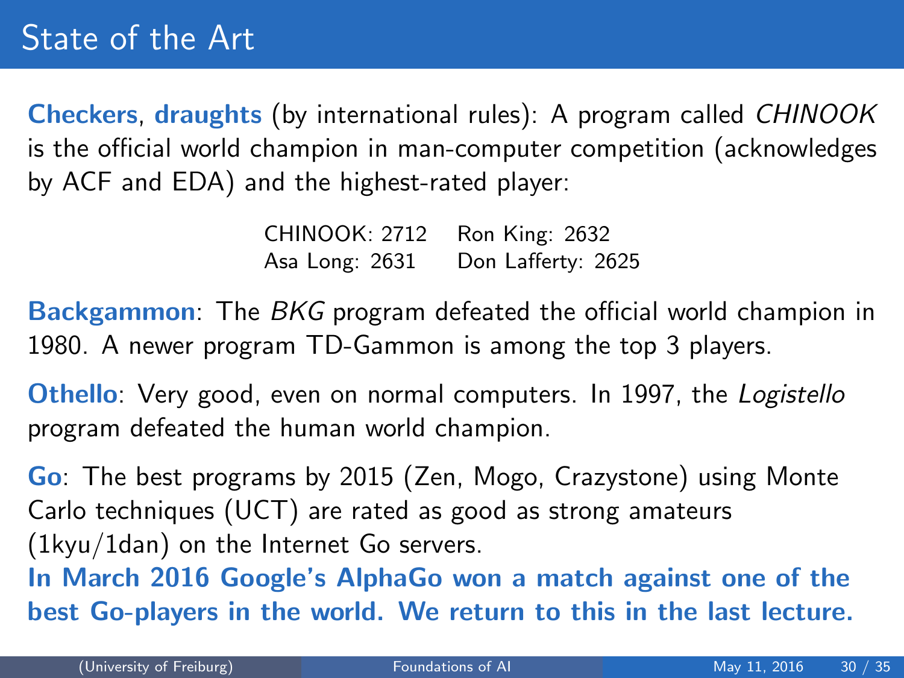# State of the Art

**Checkers**, **draughts** (by international rules): A program called *CHINOOK* is the official world champion in man-computer competition (acknowledges by ACF and EDA) and the highest-rated player:

| | |
|---|---|
| CHINOOK: 2712 | Ron King: 2632 |
| Asa Long: 2631 | Don Lafferty: 2625 |

**Backgammon**: The *BKG* program defeated the official world champion in 1980. A newer program TD-Gammon is among the top 3 players.

**Othello**: Very good, even on normal computers. In 1997, the *Logistello* program defeated the human world champion.

**Go**: The best programs by 2015 (Zen, Mogo, Crazystone) using Monte Carlo techniques (UCT) are rated as good as strong amateurs (1kyu/1dan) on the Internet Go servers.

**In March 2016 Google's AlphaGo won a match against one of the best Go-players in the world. We return to this in the last lecture.**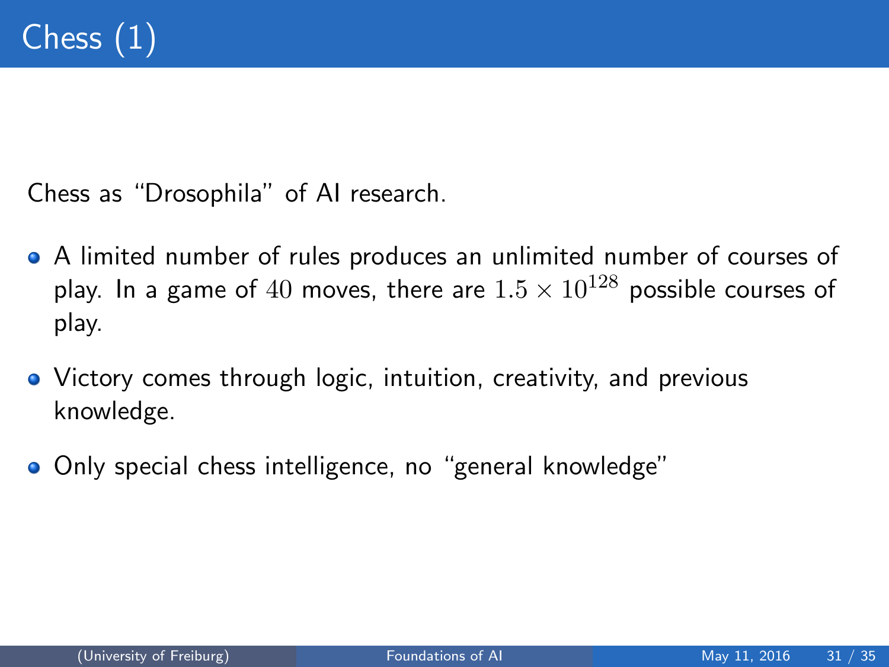# Chess (1)

Chess as "Drosophila" of AI research.

- A limited number of rules produces an unlimited number of courses of play. In a game of $40$ moves, there are $1.5 \times 10^{128}$ possible courses of play.
- Victory comes through logic, intuition, creativity, and previous knowledge.
- Only special chess intelligence, no "general knowledge"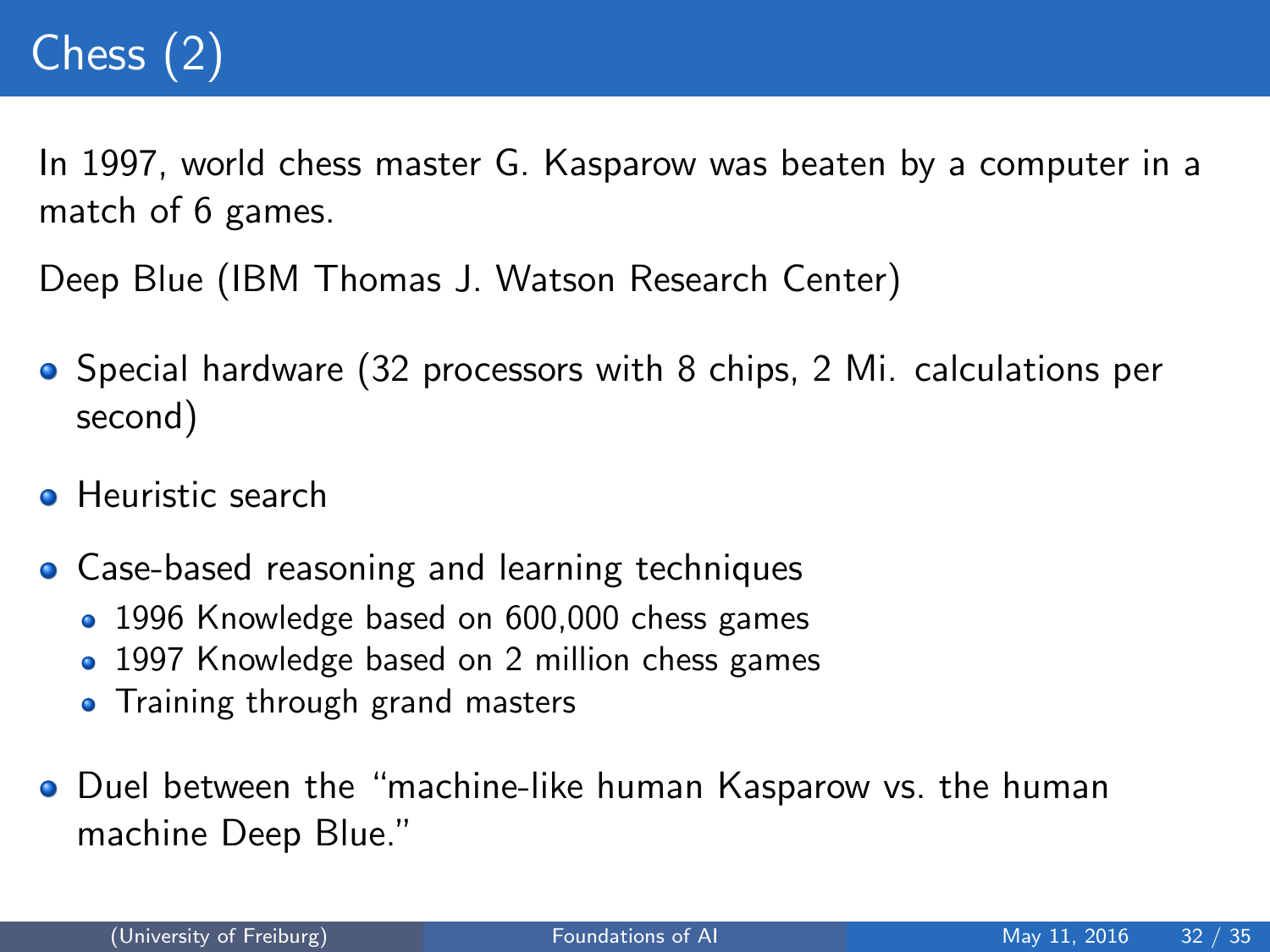# Chess (2)

In 1997, world chess master G. Kasparow was beaten by a computer in a match of 6 games.

Deep Blue (IBM Thomas J. Watson Research Center)

- Special hardware (32 processors with 8 chips, 2 Mi. calculations per second)
- Heuristic search
- Case-based reasoning and learning techniques
  - 1996 Knowledge based on 600,000 chess games
  - 1997 Knowledge based on 2 million chess games
  - Training through grand masters
- Duel between the "machine-like human Kasparow vs. the human machine Deep Blue."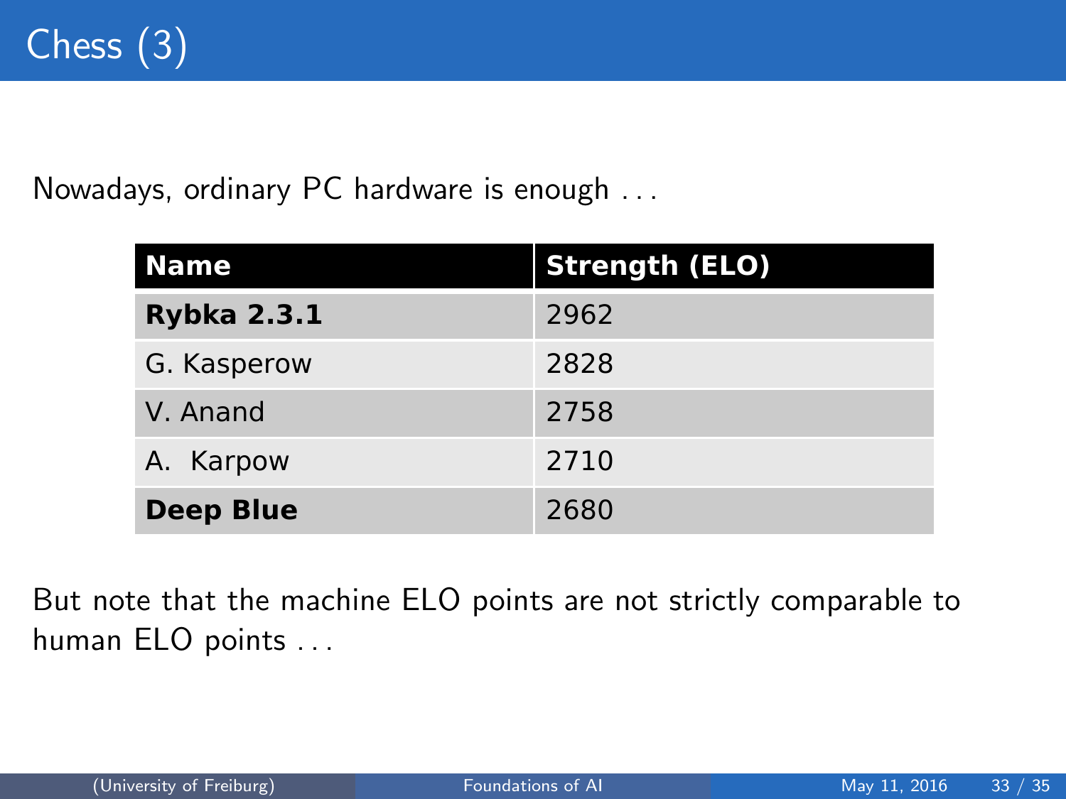# Chess (3)

Nowadays, ordinary PC hardware is enough . . .

| Name | Strength (ELO) |
|---|---|
| **Rybka 2.3.1** | 2962 |
| G. Kasperow | 2828 |
| V. Anand | 2758 |
| A. Karpow | 2710 |
| **Deep Blue** | 2680 |

But note that the machine ELO points are not strictly comparable to human ELO points . . .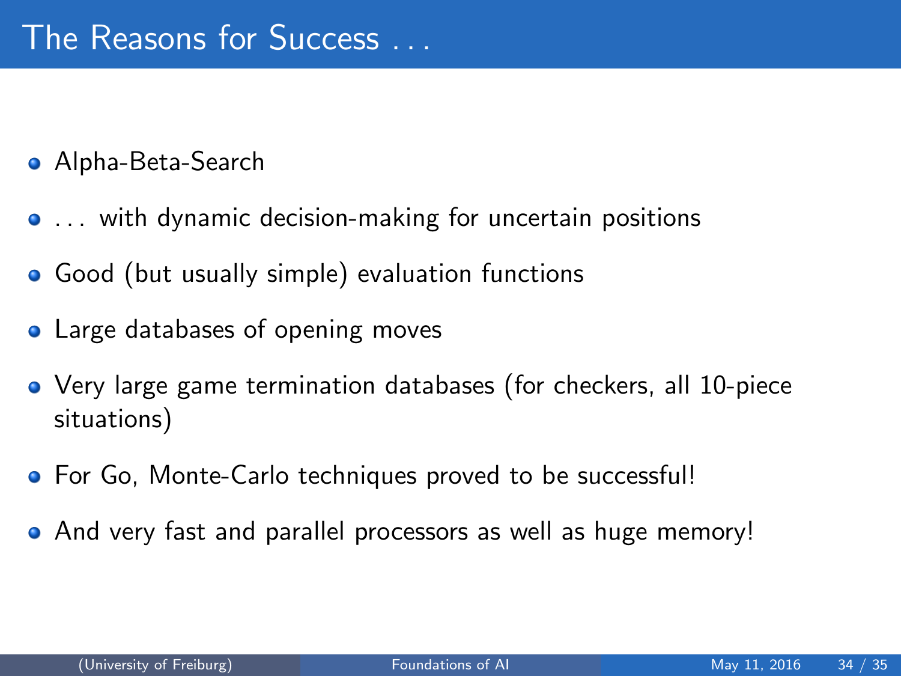# The Reasons for Success . . .

- Alpha-Beta-Search
- . . . with dynamic decision-making for uncertain positions
- Good (but usually simple) evaluation functions
- Large databases of opening moves
- Very large game termination databases (for checkers, all 10-piece situations)
- For Go, Monte-Carlo techniques proved to be successful!
- And very fast and parallel processors as well as huge memory!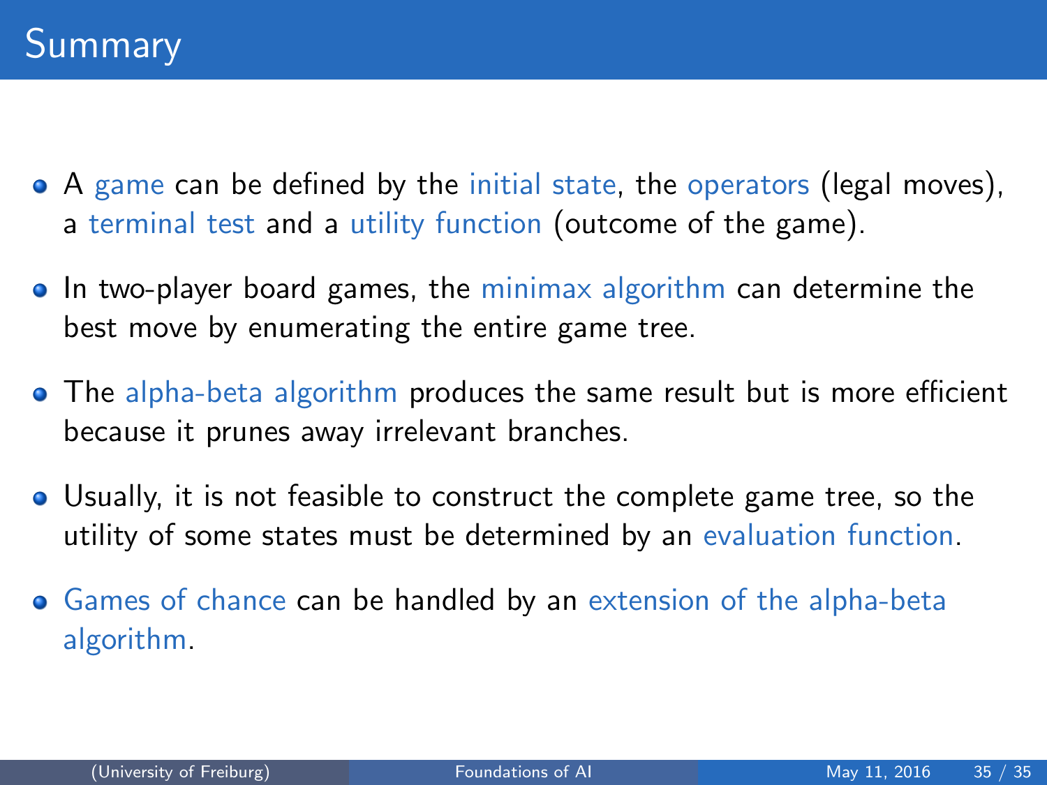# Summary

- A game can be defined by the initial state, the operators (legal moves), a terminal test and a utility function (outcome of the game).
- In two-player board games, the minimax algorithm can determine the best move by enumerating the entire game tree.
- The alpha-beta algorithm produces the same result but is more efficient because it prunes away irrelevant branches.
- Usually, it is not feasible to construct the complete game tree, so the utility of some states must be determined by an evaluation function.
- Games of chance can be handled by an extension of the alpha-beta algorithm.